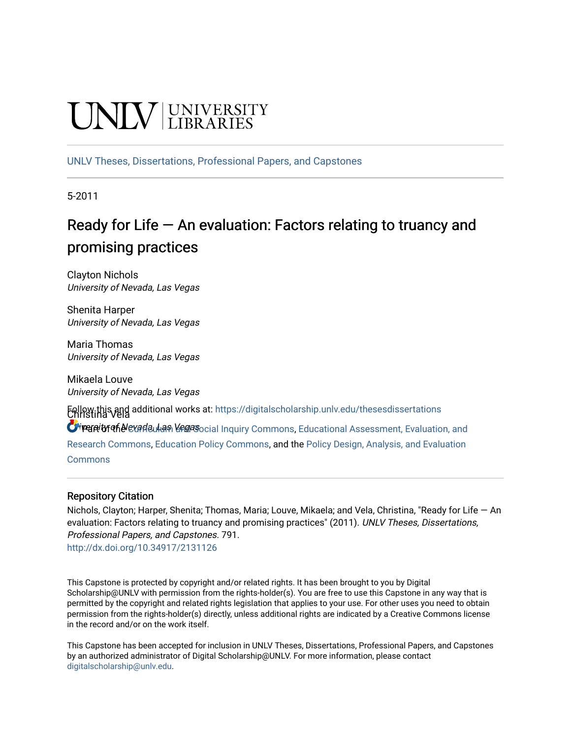UNLV | UNIVERSITY LIBRARIES

UNLV Theses, Dissertations, Professional Papers, and Capstones

5-2011

# Ready for Life — An evaluation: Factors relating to truancy and promising practices

Clayton Nichols
*University of Nevada, Las Vegas*

Shenita Harper
*University of Nevada, Las Vegas*

Maria Thomas
*University of Nevada, Las Vegas*

Mikaela Louve
*University of Nevada, Las Vegas*

Christina Vela
*University of Nevada, Las Vegas*

Follow this and additional works at: https://digitalscholarship.unlv.edu/thesesdissertations

Part of the Curriculum and Social Inquiry Commons, Educational Assessment, Evaluation, and Research Commons, Education Policy Commons, and the Policy Design, Analysis, and Evaluation Commons

## Repository Citation

Nichols, Clayton; Harper, Shenita; Thomas, Maria; Louve, Mikaela; and Vela, Christina, "Ready for Life — An evaluation: Factors relating to truancy and promising practices" (2011). *UNLV Theses, Dissertations, Professional Papers, and Capstones*. 791.
http://dx.doi.org/10.34917/2131126

This Capstone is protected by copyright and/or related rights. It has been brought to you by Digital Scholarship@UNLV with permission from the rights-holder(s). You are free to use this Capstone in any way that is permitted by the copyright and related rights legislation that applies to your use. For other uses you need to obtain permission from the rights-holder(s) directly, unless additional rights are indicated by a Creative Commons license in the record and/or on the work itself.

This Capstone has been accepted for inclusion in UNLV Theses, Dissertations, Professional Papers, and Capstones by an authorized administrator of Digital Scholarship@UNLV. For more information, please contact digitalscholarship@unlv.edu.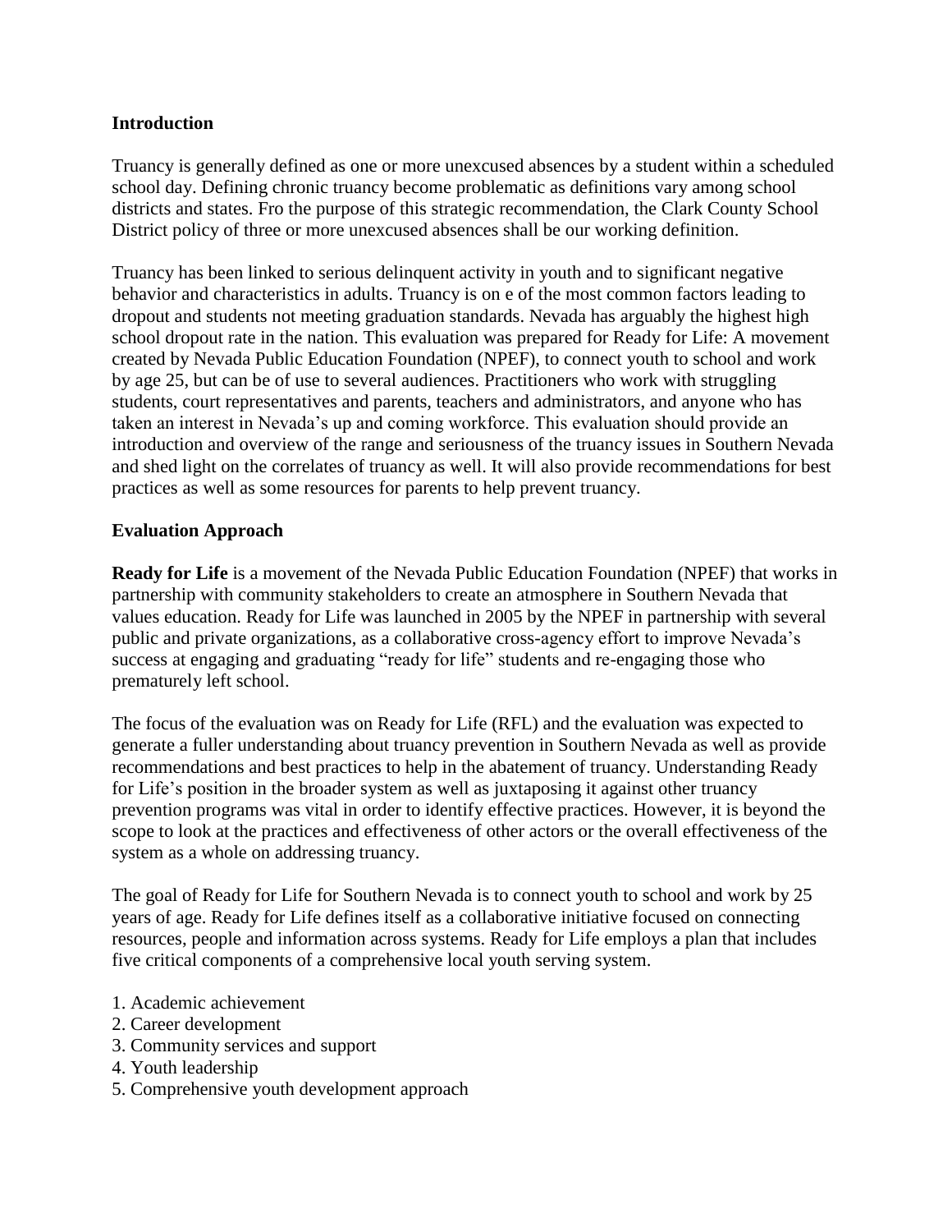**Introduction**

Truancy is generally defined as one or more unexcused absences by a student within a scheduled school day. Defining chronic truancy become problematic as definitions vary among school districts and states. Fro the purpose of this strategic recommendation, the Clark County School District policy of three or more unexcused absences shall be our working definition.

Truancy has been linked to serious delinquent activity in youth and to significant negative behavior and characteristics in adults. Truancy is on e of the most common factors leading to dropout and students not meeting graduation standards. Nevada has arguably the highest high school dropout rate in the nation. This evaluation was prepared for Ready for Life: A movement created by Nevada Public Education Foundation (NPEF), to connect youth to school and work by age 25, but can be of use to several audiences. Practitioners who work with struggling students, court representatives and parents, teachers and administrators, and anyone who has taken an interest in Nevada's up and coming workforce. This evaluation should provide an introduction and overview of the range and seriousness of the truancy issues in Southern Nevada and shed light on the correlates of truancy as well. It will also provide recommendations for best practices as well as some resources for parents to help prevent truancy.

**Evaluation Approach**

**Ready for Life** is a movement of the Nevada Public Education Foundation (NPEF) that works in partnership with community stakeholders to create an atmosphere in Southern Nevada that values education. Ready for Life was launched in 2005 by the NPEF in partnership with several public and private organizations, as a collaborative cross-agency effort to improve Nevada's success at engaging and graduating "ready for life" students and re-engaging those who prematurely left school.

The focus of the evaluation was on Ready for Life (RFL) and the evaluation was expected to generate a fuller understanding about truancy prevention in Southern Nevada as well as provide recommendations and best practices to help in the abatement of truancy. Understanding Ready for Life's position in the broader system as well as juxtaposing it against other truancy prevention programs was vital in order to identify effective practices. However, it is beyond the scope to look at the practices and effectiveness of other actors or the overall effectiveness of the system as a whole on addressing truancy.

The goal of Ready for Life for Southern Nevada is to connect youth to school and work by 25 years of age. Ready for Life defines itself as a collaborative initiative focused on connecting resources, people and information across systems. Ready for Life employs a plan that includes five critical components of a comprehensive local youth serving system.

1. Academic achievement
2. Career development
3. Community services and support
4. Youth leadership
5. Comprehensive youth development approach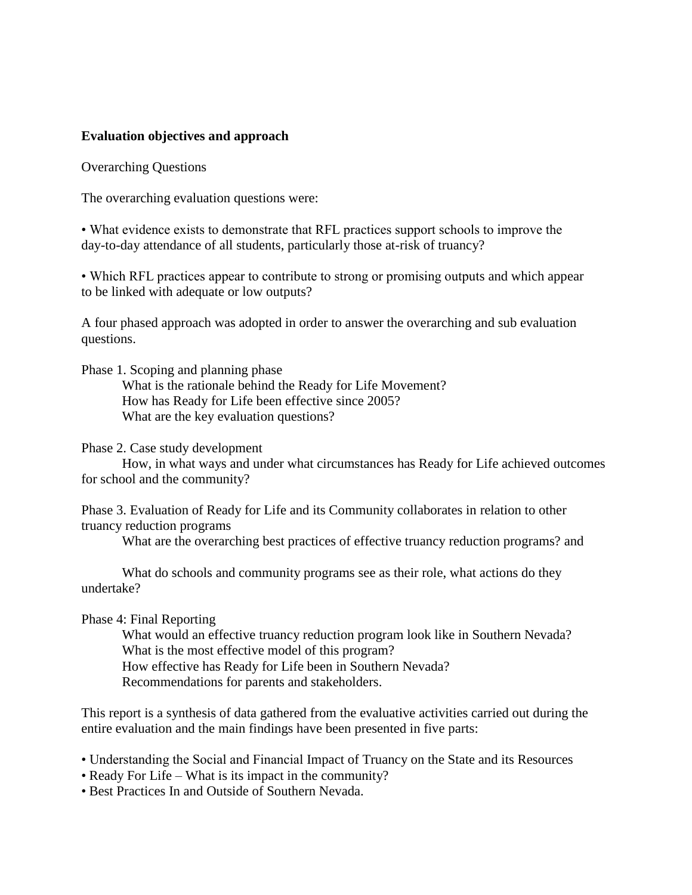**Evaluation objectives and approach**

Overarching Questions

The overarching evaluation questions were:

- What evidence exists to demonstrate that RFL practices support schools to improve the day-to-day attendance of all students, particularly those at-risk of truancy?

- Which RFL practices appear to contribute to strong or promising outputs and which appear to be linked with adequate or low outputs?

A four phased approach was adopted in order to answer the overarching and sub evaluation questions.

Phase 1. Scoping and planning phase

   What is the rationale behind the Ready for Life Movement?
   How has Ready for Life been effective since 2005?
   What are the key evaluation questions?

Phase 2. Case study development

   How, in what ways and under what circumstances has Ready for Life achieved outcomes for school and the community?

Phase 3. Evaluation of Ready for Life and its Community collaborates in relation to other truancy reduction programs

   What are the overarching best practices of effective truancy reduction programs? and

   What do schools and community programs see as their role, what actions do they undertake?

Phase 4: Final Reporting

   What would an effective truancy reduction program look like in Southern Nevada?
   What is the most effective model of this program?
   How effective has Ready for Life been in Southern Nevada?
   Recommendations for parents and stakeholders.

This report is a synthesis of data gathered from the evaluative activities carried out during the entire evaluation and the main findings have been presented in five parts:

- Understanding the Social and Financial Impact of Truancy on the State and its Resources
- Ready For Life – What is its impact in the community?
- Best Practices In and Outside of Southern Nevada.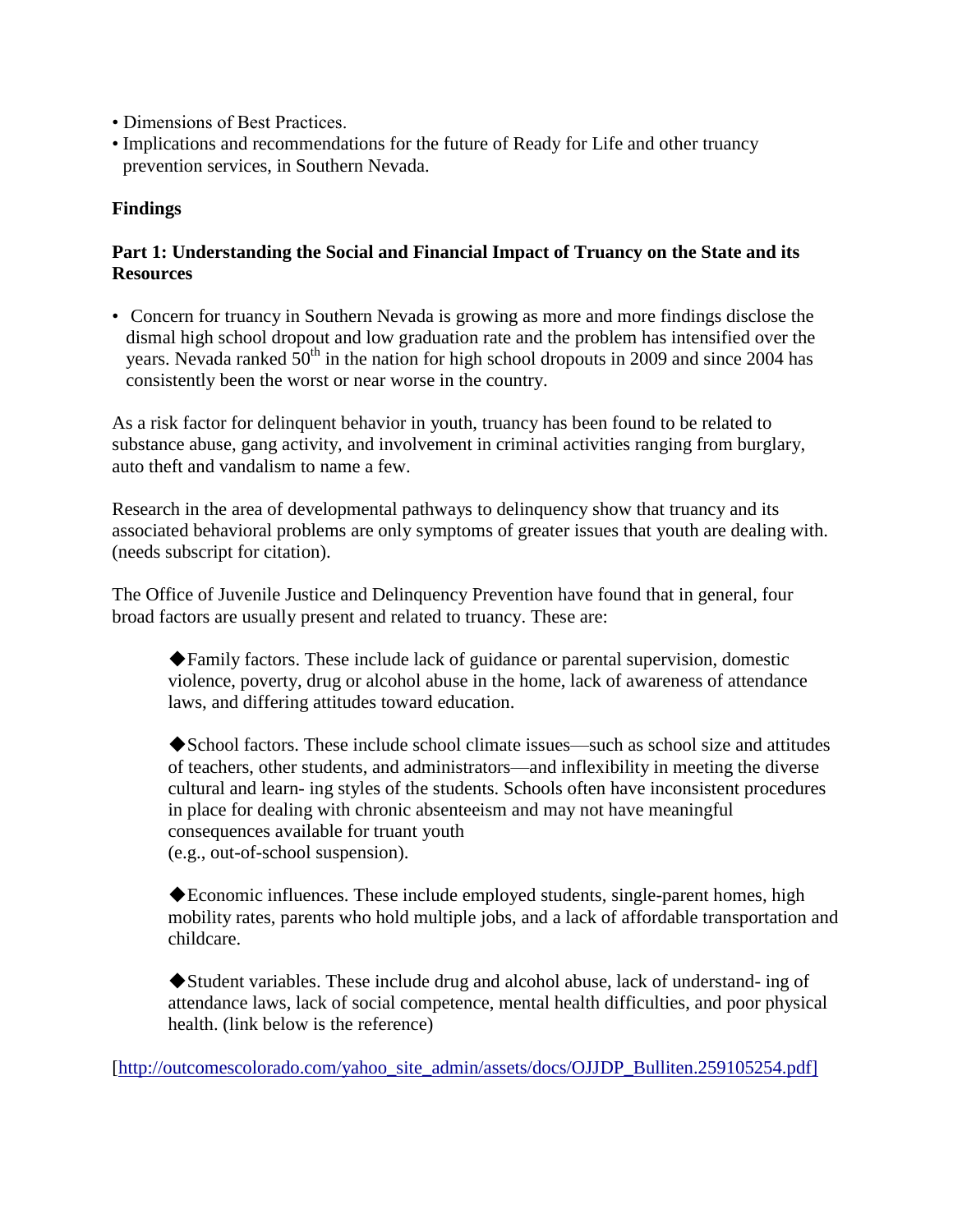- Dimensions of Best Practices.
- Implications and recommendations for the future of Ready for Life and other truancy prevention services, in Southern Nevada.

**Findings**

**Part 1: Understanding the Social and Financial Impact of Truancy on the State and its Resources**

- Concern for truancy in Southern Nevada is growing as more and more findings disclose the dismal high school dropout and low graduation rate and the problem has intensified over the years. Nevada ranked 50th in the nation for high school dropouts in 2009 and since 2004 has consistently been the worst or near worse in the country.

As a risk factor for delinquent behavior in youth, truancy has been found to be related to substance abuse, gang activity, and involvement in criminal activities ranging from burglary, auto theft and vandalism to name a few.

Research in the area of developmental pathways to delinquency show that truancy and its associated behavioral problems are only symptoms of greater issues that youth are dealing with. (needs subscript for citation).

The Office of Juvenile Justice and Delinquency Prevention have found that in general, four broad factors are usually present and related to truancy. These are:

> ◆Family factors. These include lack of guidance or parental supervision, domestic violence, poverty, drug or alcohol abuse in the home, lack of awareness of attendance laws, and differing attitudes toward education.
>
> ◆School factors. These include school climate issues—such as school size and attitudes of teachers, other students, and administrators—and inflexibility in meeting the diverse cultural and learn- ing styles of the students. Schools often have inconsistent procedures in place for dealing with chronic absenteeism and may not have meaningful consequences available for truant youth (e.g., out-of-school suspension).
>
> ◆Economic influences. These include employed students, single-parent homes, high mobility rates, parents who hold multiple jobs, and a lack of affordable transportation and childcare.
>
> ◆Student variables. These include drug and alcohol abuse, lack of understand- ing of attendance laws, lack of social competence, mental health difficulties, and poor physical health. (link below is the reference)

[http://outcomescolorado.com/yahoo_site_admin/assets/docs/OJJDP_Bulliten.259105254.pdf]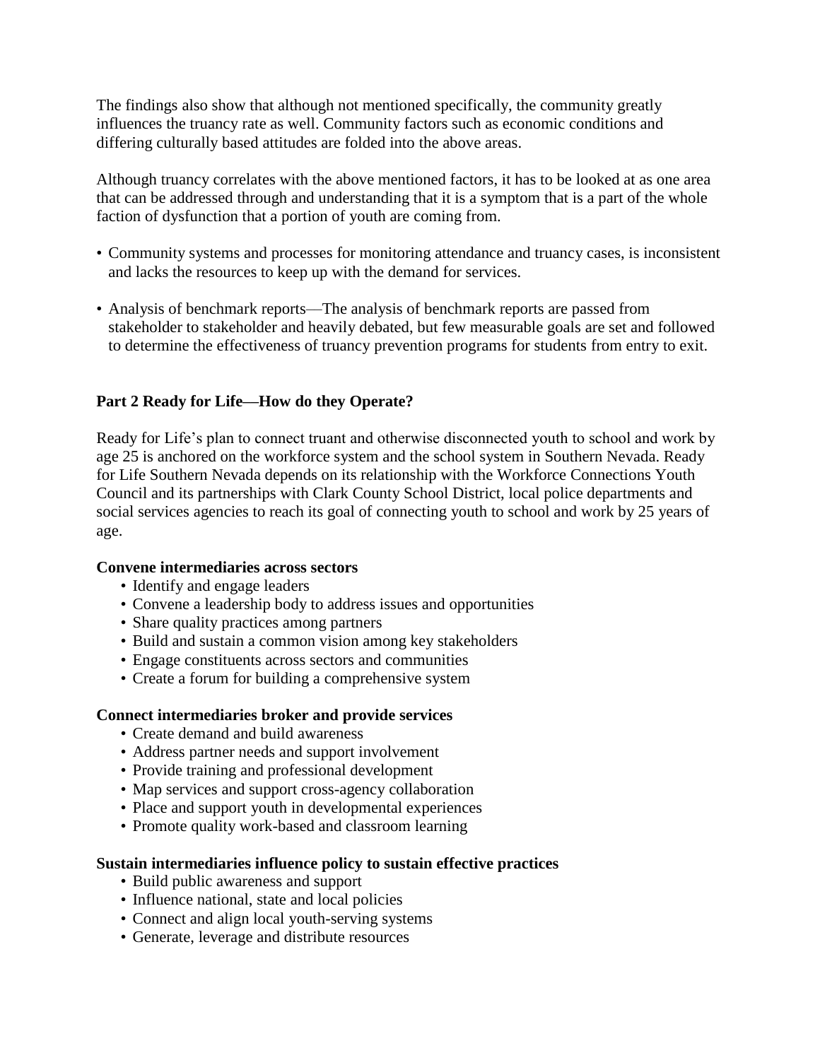The findings also show that although not mentioned specifically, the community greatly influences the truancy rate as well. Community factors such as economic conditions and differing culturally based attitudes are folded into the above areas.

Although truancy correlates with the above mentioned factors, it has to be looked at as one area that can be addressed through and understanding that it is a symptom that is a part of the whole faction of dysfunction that a portion of youth are coming from.

- Community systems and processes for monitoring attendance and truancy cases, is inconsistent and lacks the resources to keep up with the demand for services.
- Analysis of benchmark reports—The analysis of benchmark reports are passed from stakeholder to stakeholder and heavily debated, but few measurable goals are set and followed to determine the effectiveness of truancy prevention programs for students from entry to exit.

## Part 2 Ready for Life—How do they Operate?

Ready for Life's plan to connect truant and otherwise disconnected youth to school and work by age 25 is anchored on the workforce system and the school system in Southern Nevada. Ready for Life Southern Nevada depends on its relationship with the Workforce Connections Youth Council and its partnerships with Clark County School District, local police departments and social services agencies to reach its goal of connecting youth to school and work by 25 years of age.

**Convene intermediaries across sectors**

- Identify and engage leaders
- Convene a leadership body to address issues and opportunities
- Share quality practices among partners
- Build and sustain a common vision among key stakeholders
- Engage constituents across sectors and communities
- Create a forum for building a comprehensive system

**Connect intermediaries broker and provide services**

- Create demand and build awareness
- Address partner needs and support involvement
- Provide training and professional development
- Map services and support cross-agency collaboration
- Place and support youth in developmental experiences
- Promote quality work-based and classroom learning

**Sustain intermediaries influence policy to sustain effective practices**

- Build public awareness and support
- Influence national, state and local policies
- Connect and align local youth-serving systems
- Generate, leverage and distribute resources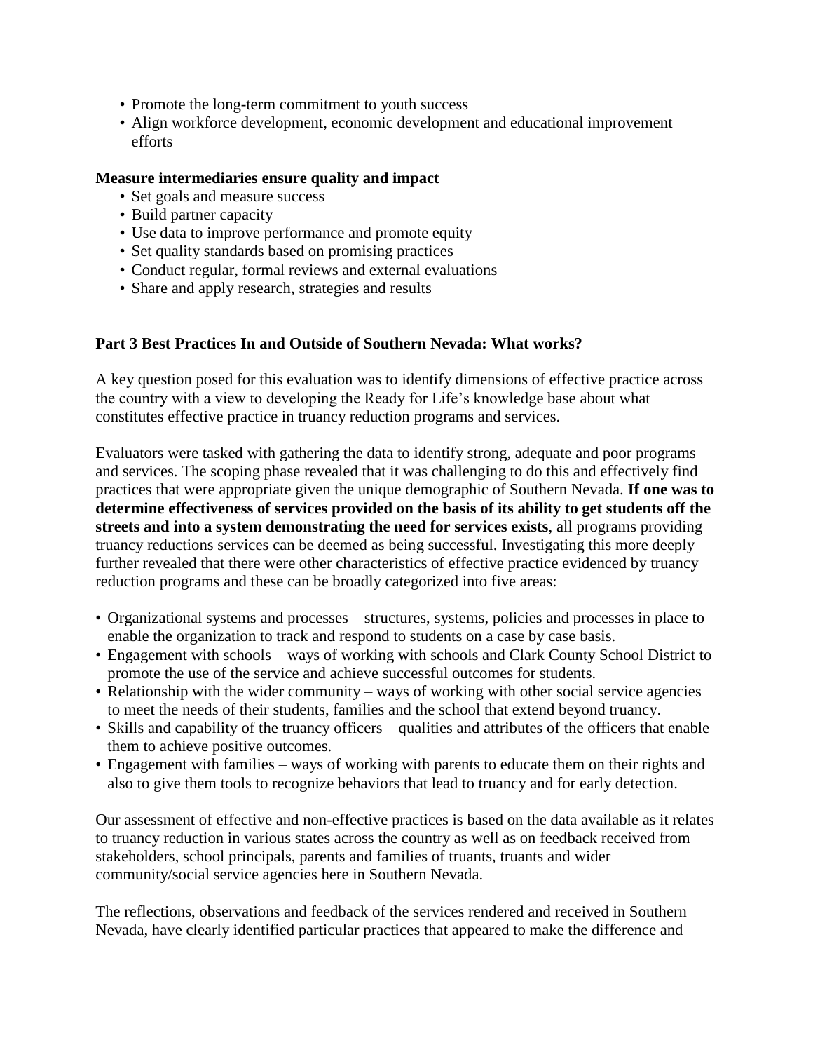- Promote the long-term commitment to youth success
- Align workforce development, economic development and educational improvement efforts

**Measure intermediaries ensure quality and impact**

- Set goals and measure success
- Build partner capacity
- Use data to improve performance and promote equity
- Set quality standards based on promising practices
- Conduct regular, formal reviews and external evaluations
- Share and apply research, strategies and results

### Part 3 Best Practices In and Outside of Southern Nevada: What works?

A key question posed for this evaluation was to identify dimensions of effective practice across the country with a view to developing the Ready for Life's knowledge base about what constitutes effective practice in truancy reduction programs and services.

Evaluators were tasked with gathering the data to identify strong, adequate and poor programs and services. The scoping phase revealed that it was challenging to do this and effectively find practices that were appropriate given the unique demographic of Southern Nevada. **If one was to determine effectiveness of services provided on the basis of its ability to get students off the streets and into a system demonstrating the need for services exists**, all programs providing truancy reductions services can be deemed as being successful. Investigating this more deeply further revealed that there were other characteristics of effective practice evidenced by truancy reduction programs and these can be broadly categorized into five areas:

- Organizational systems and processes – structures, systems, policies and processes in place to enable the organization to track and respond to students on a case by case basis.
- Engagement with schools – ways of working with schools and Clark County School District to promote the use of the service and achieve successful outcomes for students.
- Relationship with the wider community – ways of working with other social service agencies to meet the needs of their students, families and the school that extend beyond truancy.
- Skills and capability of the truancy officers – qualities and attributes of the officers that enable them to achieve positive outcomes.
- Engagement with families – ways of working with parents to educate them on their rights and also to give them tools to recognize behaviors that lead to truancy and for early detection.

Our assessment of effective and non-effective practices is based on the data available as it relates to truancy reduction in various states across the country as well as on feedback received from stakeholders, school principals, parents and families of truants, truants and wider community/social service agencies here in Southern Nevada.

The reflections, observations and feedback of the services rendered and received in Southern Nevada, have clearly identified particular practices that appeared to make the difference and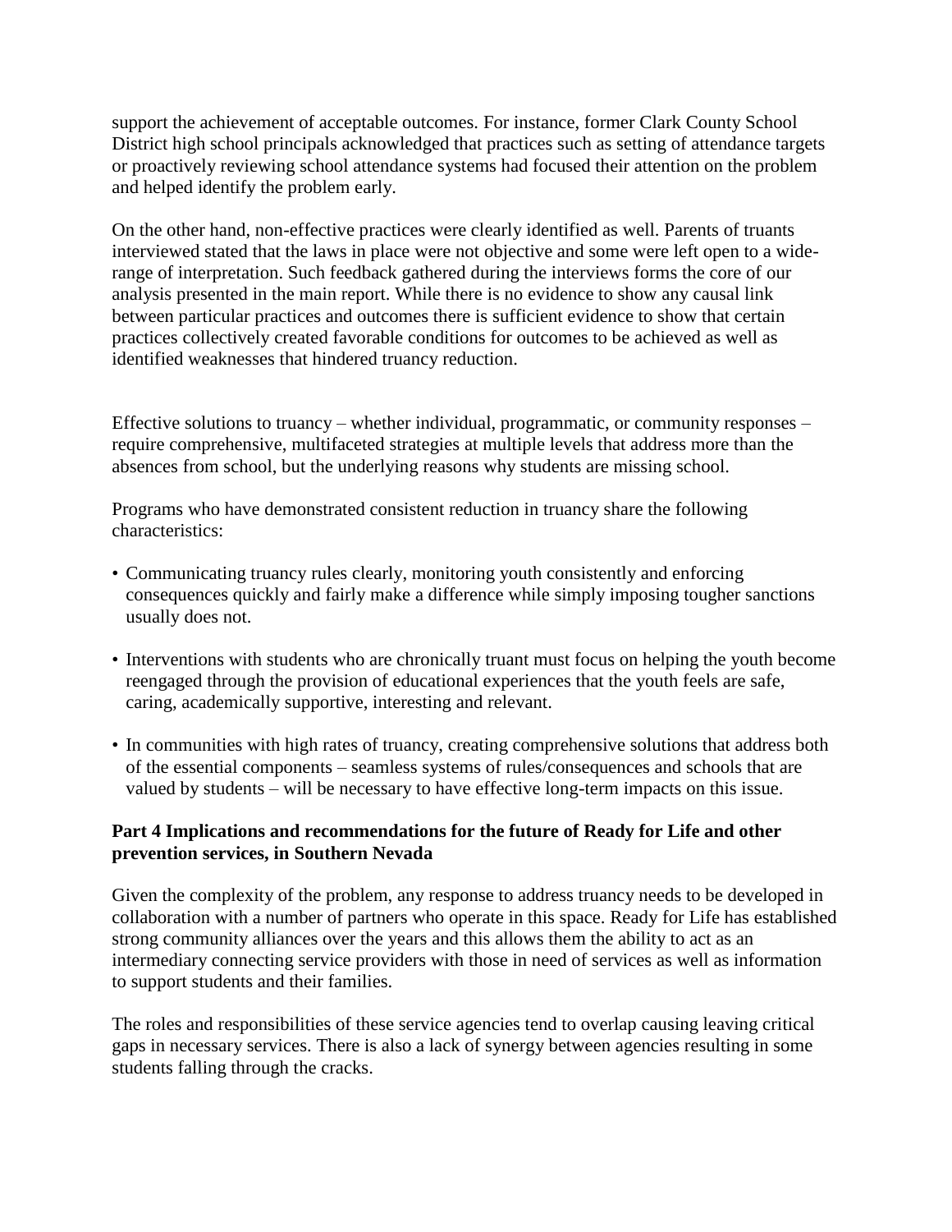support the achievement of acceptable outcomes. For instance, former Clark County School District high school principals acknowledged that practices such as setting of attendance targets or proactively reviewing school attendance systems had focused their attention on the problem and helped identify the problem early.

On the other hand, non-effective practices were clearly identified as well. Parents of truants interviewed stated that the laws in place were not objective and some were left open to a wide-range of interpretation. Such feedback gathered during the interviews forms the core of our analysis presented in the main report. While there is no evidence to show any causal link between particular practices and outcomes there is sufficient evidence to show that certain practices collectively created favorable conditions for outcomes to be achieved as well as identified weaknesses that hindered truancy reduction.

Effective solutions to truancy – whether individual, programmatic, or community responses – require comprehensive, multifaceted strategies at multiple levels that address more than the absences from school, but the underlying reasons why students are missing school.

Programs who have demonstrated consistent reduction in truancy share the following characteristics:

- Communicating truancy rules clearly, monitoring youth consistently and enforcing consequences quickly and fairly make a difference while simply imposing tougher sanctions usually does not.
- Interventions with students who are chronically truant must focus on helping the youth become reengaged through the provision of educational experiences that the youth feels are safe, caring, academically supportive, interesting and relevant.
- In communities with high rates of truancy, creating comprehensive solutions that address both of the essential components – seamless systems of rules/consequences and schools that are valued by students – will be necessary to have effective long-term impacts on this issue.

**Part 4 Implications and recommendations for the future of Ready for Life and other prevention services, in Southern Nevada**

Given the complexity of the problem, any response to address truancy needs to be developed in collaboration with a number of partners who operate in this space. Ready for Life has established strong community alliances over the years and this allows them the ability to act as an intermediary connecting service providers with those in need of services as well as information to support students and their families.

The roles and responsibilities of these service agencies tend to overlap causing leaving critical gaps in necessary services. There is also a lack of synergy between agencies resulting in some students falling through the cracks.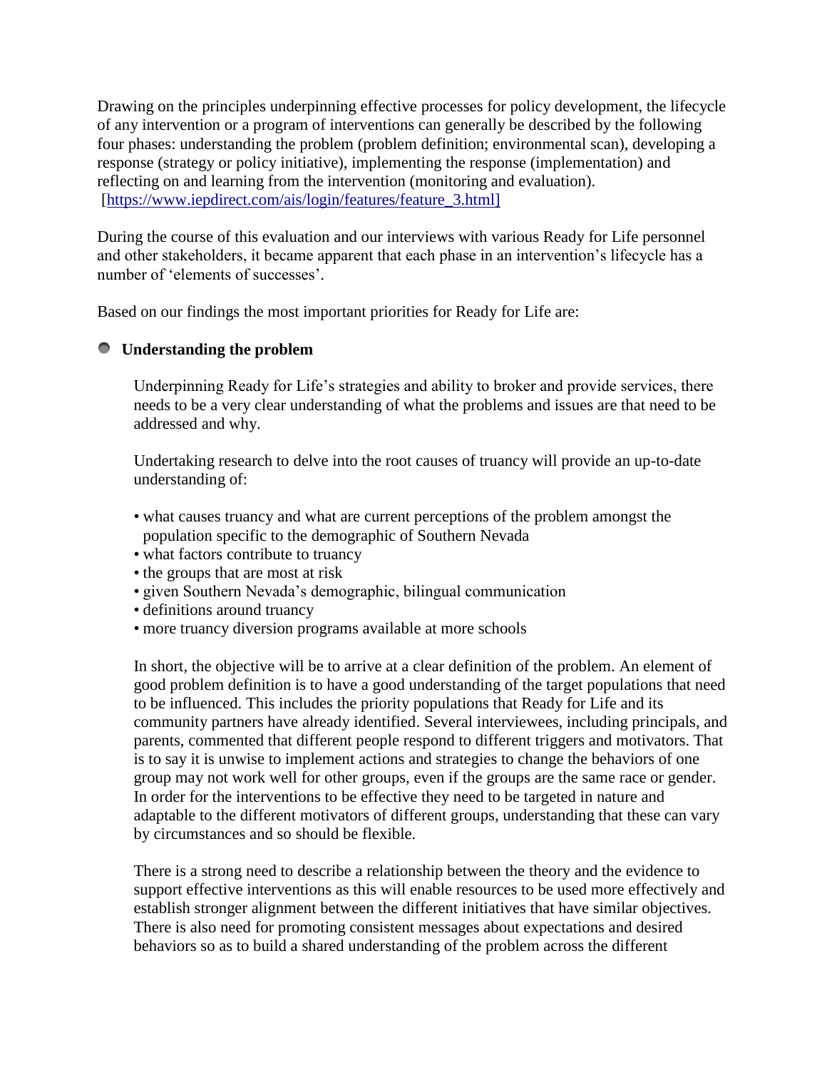Drawing on the principles underpinning effective processes for policy development, the lifecycle of any intervention or a program of interventions can generally be described by the following four phases: understanding the problem (problem definition; environmental scan), developing a response (strategy or policy initiative), implementing the response (implementation) and reflecting on and learning from the intervention (monitoring and evaluation). [https://www.iepdirect.com/ais/login/features/feature_3.html]

During the course of this evaluation and our interviews with various Ready for Life personnel and other stakeholders, it became apparent that each phase in an intervention's lifecycle has a number of 'elements of successes'.

Based on our findings the most important priorities for Ready for Life are:

- **Understanding the problem**

  Underpinning Ready for Life's strategies and ability to broker and provide services, there needs to be a very clear understanding of what the problems and issues are that need to be addressed and why.

  Undertaking research to delve into the root causes of truancy will provide an up-to-date understanding of:

  - what causes truancy and what are current perceptions of the problem amongst the population specific to the demographic of Southern Nevada
  - what factors contribute to truancy
  - the groups that are most at risk
  - given Southern Nevada's demographic, bilingual communication
  - definitions around truancy
  - more truancy diversion programs available at more schools

  In short, the objective will be to arrive at a clear definition of the problem. An element of good problem definition is to have a good understanding of the target populations that need to be influenced. This includes the priority populations that Ready for Life and its community partners have already identified. Several interviewees, including principals, and parents, commented that different people respond to different triggers and motivators. That is to say it is unwise to implement actions and strategies to change the behaviors of one group may not work well for other groups, even if the groups are the same race or gender. In order for the interventions to be effective they need to be targeted in nature and adaptable to the different motivators of different groups, understanding that these can vary by circumstances and so should be flexible.

  There is a strong need to describe a relationship between the theory and the evidence to support effective interventions as this will enable resources to be used more effectively and establish stronger alignment between the different initiatives that have similar objectives. There is also need for promoting consistent messages about expectations and desired behaviors so as to build a shared understanding of the problem across the different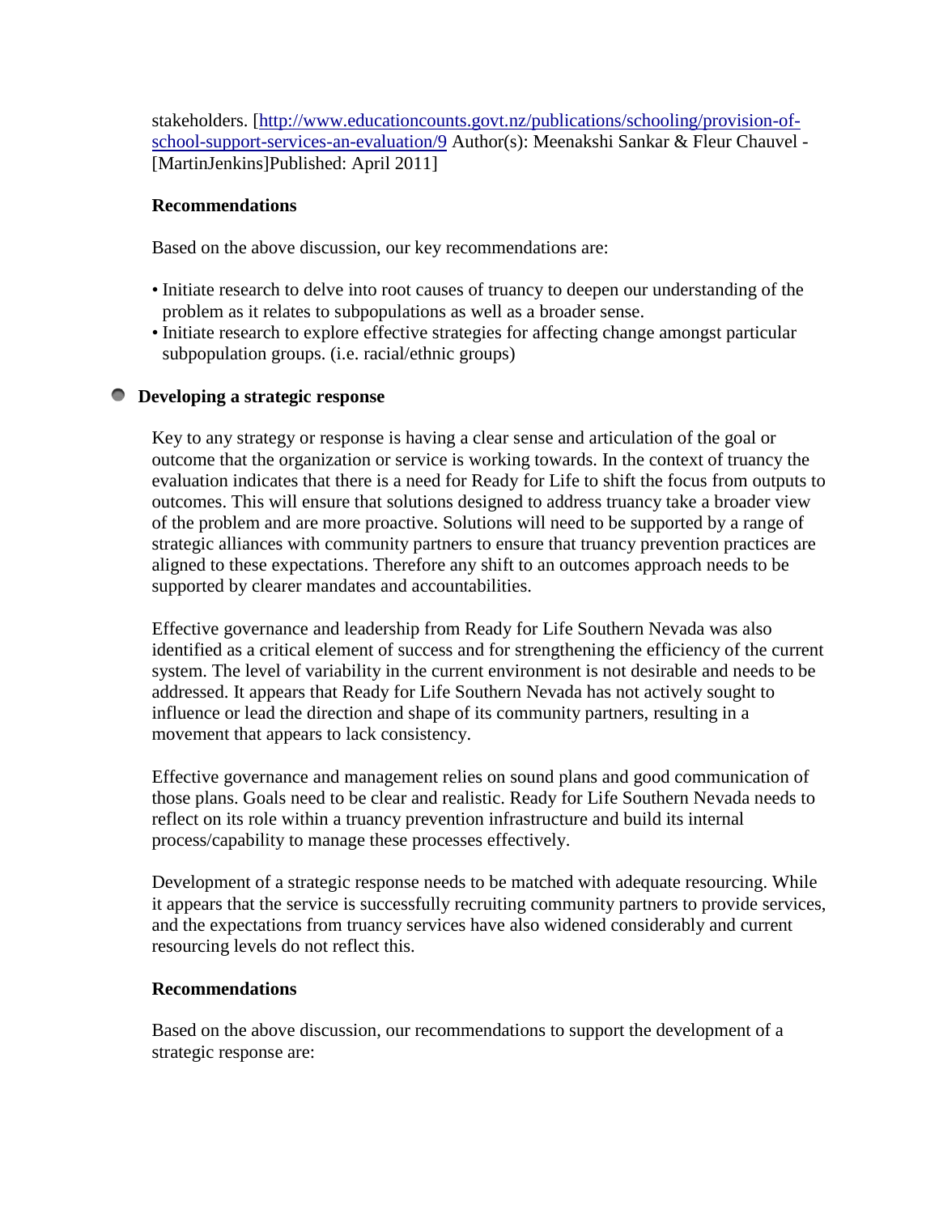stakeholders. [http://www.educationcounts.govt.nz/publications/schooling/provision-of-school-support-services-an-evaluation/9 Author(s): Meenakshi Sankar & Fleur Chauvel - [MartinJenkins]Published: April 2011]

**Recommendations**

Based on the above discussion, our key recommendations are:

- Initiate research to delve into root causes of truancy to deepen our understanding of the problem as it relates to subpopulations as well as a broader sense.
- Initiate research to explore effective strategies for affecting change amongst particular subpopulation groups. (i.e. racial/ethnic groups)

- **Developing a strategic response**

Key to any strategy or response is having a clear sense and articulation of the goal or outcome that the organization or service is working towards. In the context of truancy the evaluation indicates that there is a need for Ready for Life to shift the focus from outputs to outcomes. This will ensure that solutions designed to address truancy take a broader view of the problem and are more proactive. Solutions will need to be supported by a range of strategic alliances with community partners to ensure that truancy prevention practices are aligned to these expectations. Therefore any shift to an outcomes approach needs to be supported by clearer mandates and accountabilities.

Effective governance and leadership from Ready for Life Southern Nevada was also identified as a critical element of success and for strengthening the efficiency of the current system. The level of variability in the current environment is not desirable and needs to be addressed. It appears that Ready for Life Southern Nevada has not actively sought to influence or lead the direction and shape of its community partners, resulting in a movement that appears to lack consistency.

Effective governance and management relies on sound plans and good communication of those plans. Goals need to be clear and realistic. Ready for Life Southern Nevada needs to reflect on its role within a truancy prevention infrastructure and build its internal process/capability to manage these processes effectively.

Development of a strategic response needs to be matched with adequate resourcing. While it appears that the service is successfully recruiting community partners to provide services, and the expectations from truancy services have also widened considerably and current resourcing levels do not reflect this.

**Recommendations**

Based on the above discussion, our recommendations to support the development of a strategic response are: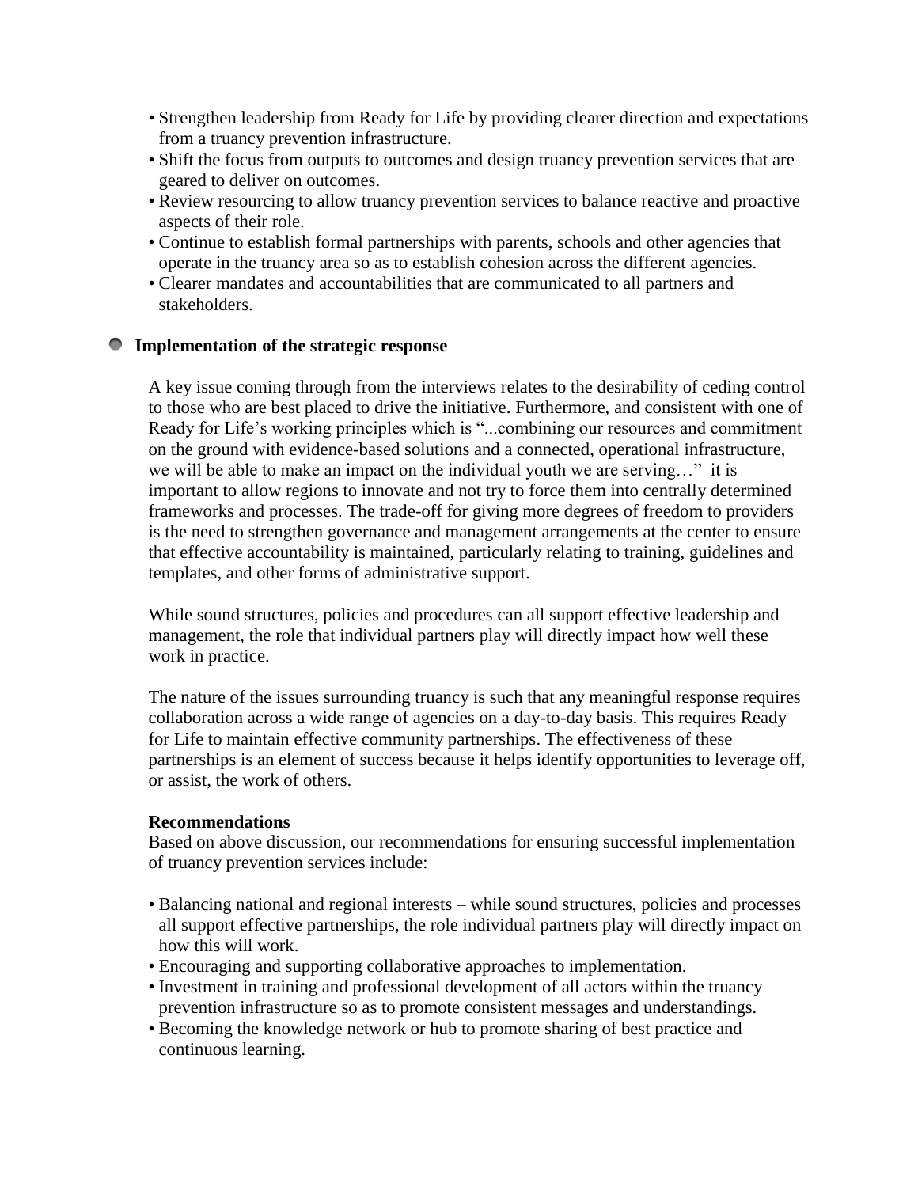- Strengthen leadership from Ready for Life by providing clearer direction and expectations from a truancy prevention infrastructure.
- Shift the focus from outputs to outcomes and design truancy prevention services that are geared to deliver on outcomes.
- Review resourcing to allow truancy prevention services to balance reactive and proactive aspects of their role.
- Continue to establish formal partnerships with parents, schools and other agencies that operate in the truancy area so as to establish cohesion across the different agencies.
- Clearer mandates and accountabilities that are communicated to all partners and stakeholders.

### Implementation of the strategic response

A key issue coming through from the interviews relates to the desirability of ceding control to those who are best placed to drive the initiative. Furthermore, and consistent with one of Ready for Life's working principles which is "...combining our resources and commitment on the ground with evidence-based solutions and a connected, operational infrastructure, we will be able to make an impact on the individual youth we are serving…" it is important to allow regions to innovate and not try to force them into centrally determined frameworks and processes. The trade-off for giving more degrees of freedom to providers is the need to strengthen governance and management arrangements at the center to ensure that effective accountability is maintained, particularly relating to training, guidelines and templates, and other forms of administrative support.

While sound structures, policies and procedures can all support effective leadership and management, the role that individual partners play will directly impact how well these work in practice.

The nature of the issues surrounding truancy is such that any meaningful response requires collaboration across a wide range of agencies on a day-to-day basis. This requires Ready for Life to maintain effective community partnerships. The effectiveness of these partnerships is an element of success because it helps identify opportunities to leverage off, or assist, the work of others.

**Recommendations**
Based on above discussion, our recommendations for ensuring successful implementation of truancy prevention services include:

- Balancing national and regional interests – while sound structures, policies and processes all support effective partnerships, the role individual partners play will directly impact on how this will work.
- Encouraging and supporting collaborative approaches to implementation.
- Investment in training and professional development of all actors within the truancy prevention infrastructure so as to promote consistent messages and understandings.
- Becoming the knowledge network or hub to promote sharing of best practice and continuous learning.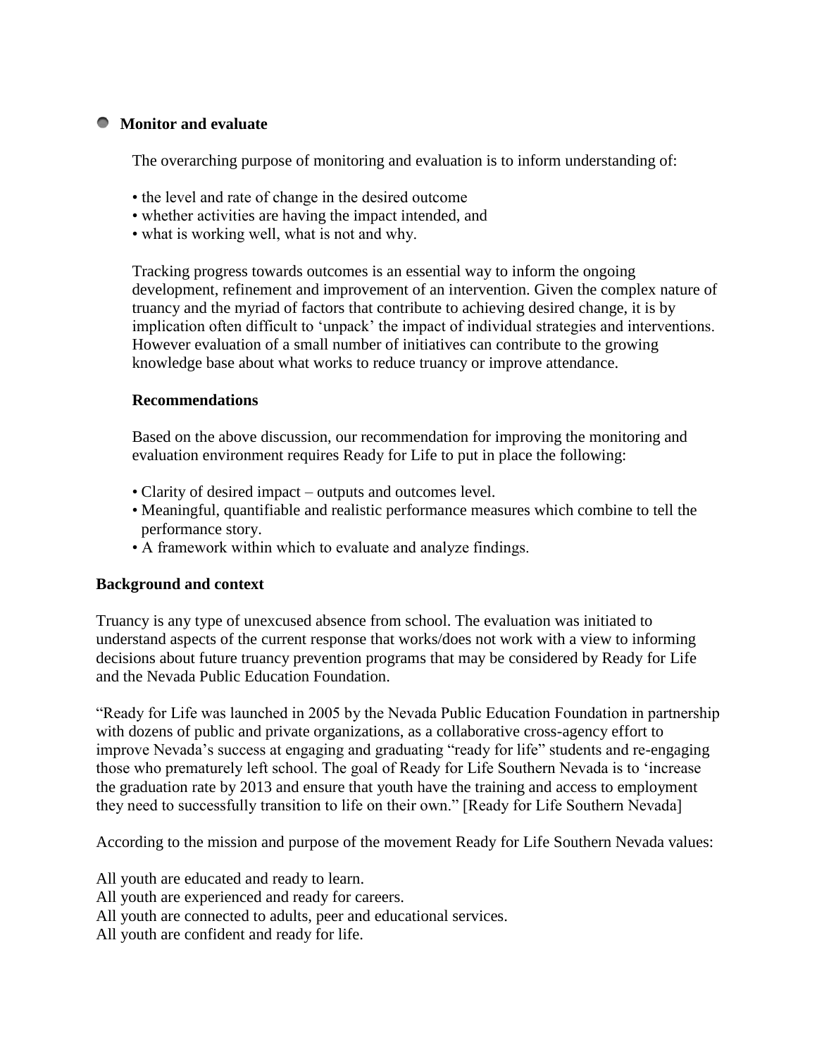### Monitor and evaluate

The overarching purpose of monitoring and evaluation is to inform understanding of:

- the level and rate of change in the desired outcome
- whether activities are having the impact intended, and
- what is working well, what is not and why.

Tracking progress towards outcomes is an essential way to inform the ongoing development, refinement and improvement of an intervention. Given the complex nature of truancy and the myriad of factors that contribute to achieving desired change, it is by implication often difficult to 'unpack' the impact of individual strategies and interventions. However evaluation of a small number of initiatives can contribute to the growing knowledge base about what works to reduce truancy or improve attendance.

**Recommendations**

Based on the above discussion, our recommendation for improving the monitoring and evaluation environment requires Ready for Life to put in place the following:

- Clarity of desired impact – outputs and outcomes level.
- Meaningful, quantifiable and realistic performance measures which combine to tell the performance story.
- A framework within which to evaluate and analyze findings.

## Background and context

Truancy is any type of unexcused absence from school. The evaluation was initiated to understand aspects of the current response that works/does not work with a view to informing decisions about future truancy prevention programs that may be considered by Ready for Life and the Nevada Public Education Foundation.

"Ready for Life was launched in 2005 by the Nevada Public Education Foundation in partnership with dozens of public and private organizations, as a collaborative cross-agency effort to improve Nevada's success at engaging and graduating "ready for life" students and re-engaging those who prematurely left school. The goal of Ready for Life Southern Nevada is to 'increase the graduation rate by 2013 and ensure that youth have the training and access to employment they need to successfully transition to life on their own." [Ready for Life Southern Nevada]

According to the mission and purpose of the movement Ready for Life Southern Nevada values:

All youth are educated and ready to learn.
All youth are experienced and ready for careers.
All youth are connected to adults, peer and educational services.
All youth are confident and ready for life.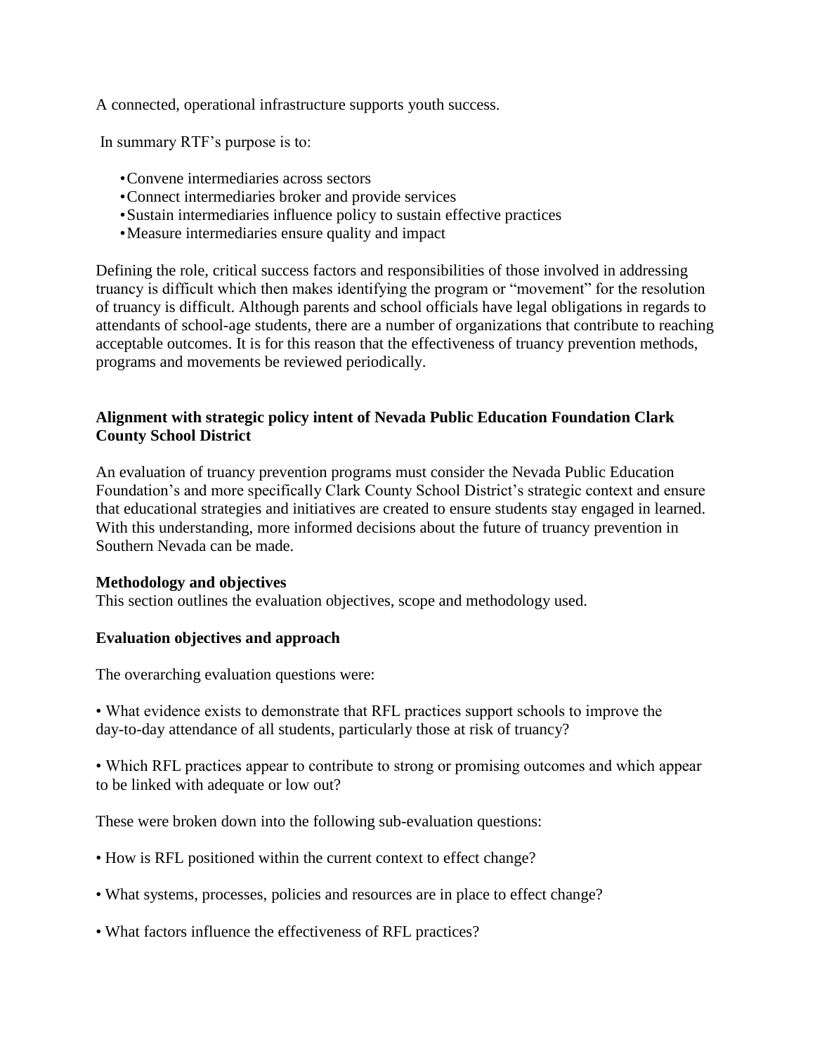A connected, operational infrastructure supports youth success.

In summary RTF's purpose is to:

- Convene intermediaries across sectors
- Connect intermediaries broker and provide services
- Sustain intermediaries influence policy to sustain effective practices
- Measure intermediaries ensure quality and impact

Defining the role, critical success factors and responsibilities of those involved in addressing truancy is difficult which then makes identifying the program or "movement" for the resolution of truancy is difficult. Although parents and school officials have legal obligations in regards to attendants of school-age students, there are a number of organizations that contribute to reaching acceptable outcomes. It is for this reason that the effectiveness of truancy prevention methods, programs and movements be reviewed periodically.

**Alignment with strategic policy intent of Nevada Public Education Foundation Clark County School District**

An evaluation of truancy prevention programs must consider the Nevada Public Education Foundation's and more specifically Clark County School District's strategic context and ensure that educational strategies and initiatives are created to ensure students stay engaged in learned. With this understanding, more informed decisions about the future of truancy prevention in Southern Nevada can be made.

**Methodology and objectives**

This section outlines the evaluation objectives, scope and methodology used.

**Evaluation objectives and approach**

The overarching evaluation questions were:

- What evidence exists to demonstrate that RFL practices support schools to improve the day-to-day attendance of all students, particularly those at risk of truancy?

- Which RFL practices appear to contribute to strong or promising outcomes and which appear to be linked with adequate or low out?

These were broken down into the following sub-evaluation questions:

- How is RFL positioned within the current context to effect change?

- What systems, processes, policies and resources are in place to effect change?

- What factors influence the effectiveness of RFL practices?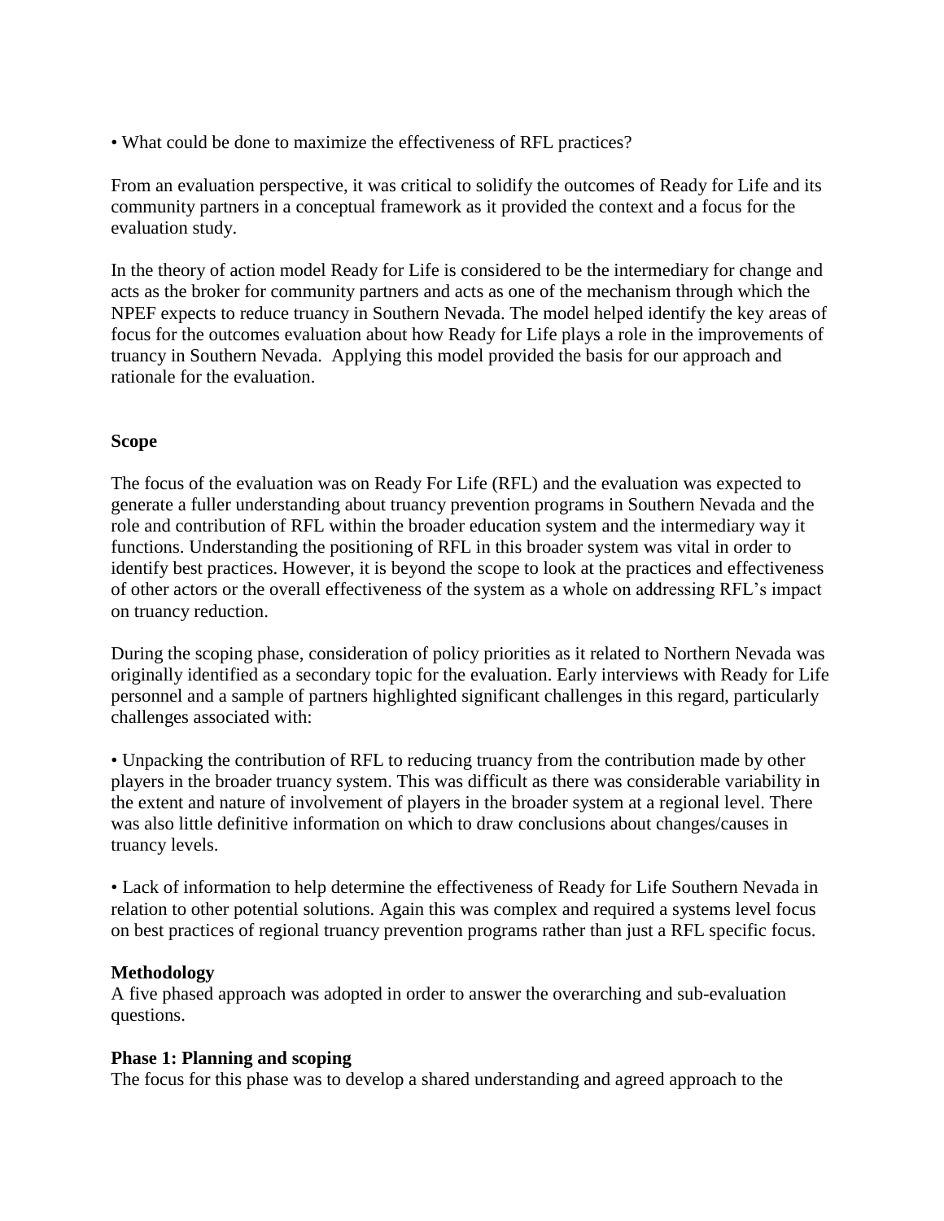• What could be done to maximize the effectiveness of RFL practices?

From an evaluation perspective, it was critical to solidify the outcomes of Ready for Life and its community partners in a conceptual framework as it provided the context and a focus for the evaluation study.

In the theory of action model Ready for Life is considered to be the intermediary for change and acts as the broker for community partners and acts as one of the mechanism through which the NPEF expects to reduce truancy in Southern Nevada. The model helped identify the key areas of focus for the outcomes evaluation about how Ready for Life plays a role in the improvements of truancy in Southern Nevada. Applying this model provided the basis for our approach and rationale for the evaluation.

**Scope**

The focus of the evaluation was on Ready For Life (RFL) and the evaluation was expected to generate a fuller understanding about truancy prevention programs in Southern Nevada and the role and contribution of RFL within the broader education system and the intermediary way it functions. Understanding the positioning of RFL in this broader system was vital in order to identify best practices. However, it is beyond the scope to look at the practices and effectiveness of other actors or the overall effectiveness of the system as a whole on addressing RFL's impact on truancy reduction.

During the scoping phase, consideration of policy priorities as it related to Northern Nevada was originally identified as a secondary topic for the evaluation. Early interviews with Ready for Life personnel and a sample of partners highlighted significant challenges in this regard, particularly challenges associated with:

• Unpacking the contribution of RFL to reducing truancy from the contribution made by other players in the broader truancy system. This was difficult as there was considerable variability in the extent and nature of involvement of players in the broader system at a regional level. There was also little definitive information on which to draw conclusions about changes/causes in truancy levels.

• Lack of information to help determine the effectiveness of Ready for Life Southern Nevada in relation to other potential solutions. Again this was complex and required a systems level focus on best practices of regional truancy prevention programs rather than just a RFL specific focus.

**Methodology**
A five phased approach was adopted in order to answer the overarching and sub-evaluation questions.

**Phase 1: Planning and scoping**
The focus for this phase was to develop a shared understanding and agreed approach to the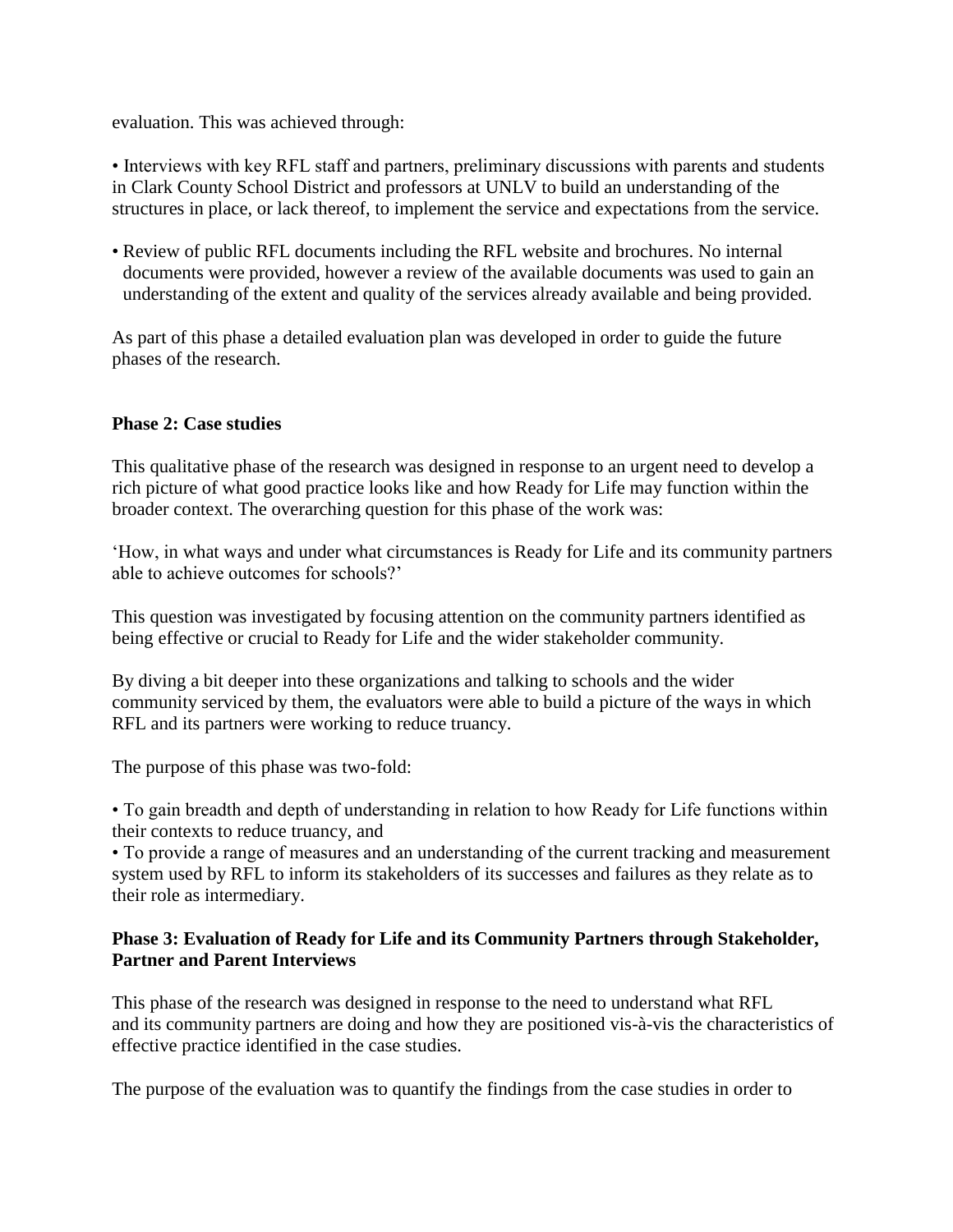evaluation. This was achieved through:

- Interviews with key RFL staff and partners, preliminary discussions with parents and students in Clark County School District and professors at UNLV to build an understanding of the structures in place, or lack thereof, to implement the service and expectations from the service.
- Review of public RFL documents including the RFL website and brochures. No internal documents were provided, however a review of the available documents was used to gain an understanding of the extent and quality of the services already available and being provided.

As part of this phase a detailed evaluation plan was developed in order to guide the future phases of the research.

**Phase 2: Case studies**

This qualitative phase of the research was designed in response to an urgent need to develop a rich picture of what good practice looks like and how Ready for Life may function within the broader context. The overarching question for this phase of the work was:

'How, in what ways and under what circumstances is Ready for Life and its community partners able to achieve outcomes for schools?'

This question was investigated by focusing attention on the community partners identified as being effective or crucial to Ready for Life and the wider stakeholder community.

By diving a bit deeper into these organizations and talking to schools and the wider community serviced by them, the evaluators were able to build a picture of the ways in which RFL and its partners were working to reduce truancy.

The purpose of this phase was two-fold:

- To gain breadth and depth of understanding in relation to how Ready for Life functions within their contexts to reduce truancy, and
- To provide a range of measures and an understanding of the current tracking and measurement system used by RFL to inform its stakeholders of its successes and failures as they relate as to their role as intermediary.

**Phase 3: Evaluation of Ready for Life and its Community Partners through Stakeholder, Partner and Parent Interviews**

This phase of the research was designed in response to the need to understand what RFL and its community partners are doing and how they are positioned vis-à-vis the characteristics of effective practice identified in the case studies.

The purpose of the evaluation was to quantify the findings from the case studies in order to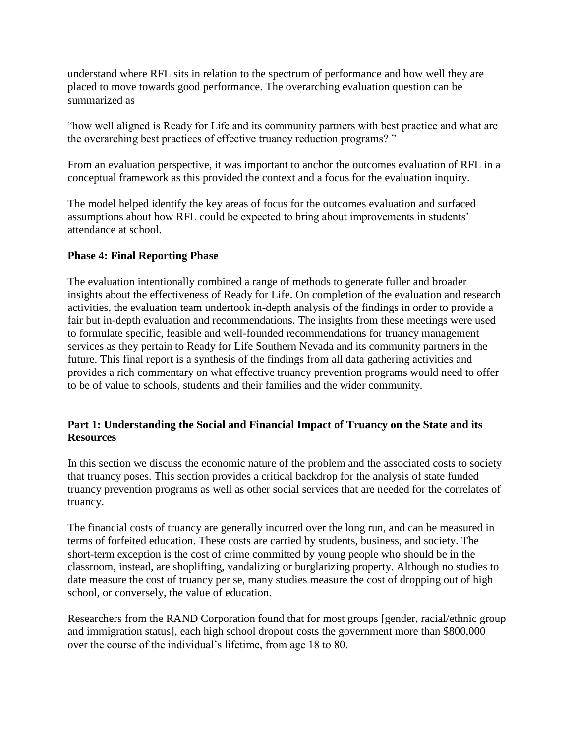understand where RFL sits in relation to the spectrum of performance and how well they are placed to move towards good performance. The overarching evaluation question can be summarized as

"how well aligned is Ready for Life and its community partners with best practice and what are the overarching best practices of effective truancy reduction programs? "

From an evaluation perspective, it was important to anchor the outcomes evaluation of RFL in a conceptual framework as this provided the context and a focus for the evaluation inquiry.

The model helped identify the key areas of focus for the outcomes evaluation and surfaced assumptions about how RFL could be expected to bring about improvements in students' attendance at school.

### Phase 4: Final Reporting Phase

The evaluation intentionally combined a range of methods to generate fuller and broader insights about the effectiveness of Ready for Life. On completion of the evaluation and research activities, the evaluation team undertook in-depth analysis of the findings in order to provide a fair but in-depth evaluation and recommendations. The insights from these meetings were used to formulate specific, feasible and well-founded recommendations for truancy management services as they pertain to Ready for Life Southern Nevada and its community partners in the future. This final report is a synthesis of the findings from all data gathering activities and provides a rich commentary on what effective truancy prevention programs would need to offer to be of value to schools, students and their families and the wider community.

## Part 1: Understanding the Social and Financial Impact of Truancy on the State and its Resources

In this section we discuss the economic nature of the problem and the associated costs to society that truancy poses. This section provides a critical backdrop for the analysis of state funded truancy prevention programs as well as other social services that are needed for the correlates of truancy.

The financial costs of truancy are generally incurred over the long run, and can be measured in terms of forfeited education. These costs are carried by students, business, and society. The short-term exception is the cost of crime committed by young people who should be in the classroom, instead, are shoplifting, vandalizing or burglarizing property. Although no studies to date measure the cost of truancy per se, many studies measure the cost of dropping out of high school, or conversely, the value of education.

Researchers from the RAND Corporation found that for most groups [gender, racial/ethnic group and immigration status], each high school dropout costs the government more than $800,000 over the course of the individual's lifetime, from age 18 to 80.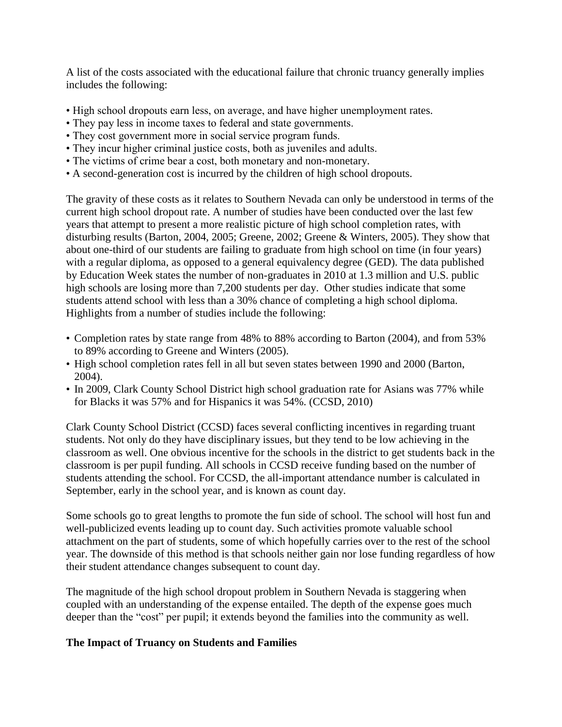A list of the costs associated with the educational failure that chronic truancy generally implies includes the following:

- High school dropouts earn less, on average, and have higher unemployment rates.
- They pay less in income taxes to federal and state governments.
- They cost government more in social service program funds.
- They incur higher criminal justice costs, both as juveniles and adults.
- The victims of crime bear a cost, both monetary and non-monetary.
- A second-generation cost is incurred by the children of high school dropouts.

The gravity of these costs as it relates to Southern Nevada can only be understood in terms of the current high school dropout rate. A number of studies have been conducted over the last few years that attempt to present a more realistic picture of high school completion rates, with disturbing results (Barton, 2004, 2005; Greene, 2002; Greene & Winters, 2005). They show that about one-third of our students are failing to graduate from high school on time (in four years) with a regular diploma, as opposed to a general equivalency degree (GED). The data published by Education Week states the number of non-graduates in 2010 at 1.3 million and U.S. public high schools are losing more than 7,200 students per day. Other studies indicate that some students attend school with less than a 30% chance of completing a high school diploma. Highlights from a number of studies include the following:

- Completion rates by state range from 48% to 88% according to Barton (2004), and from 53% to 89% according to Greene and Winters (2005).
- High school completion rates fell in all but seven states between 1990 and 2000 (Barton, 2004).
- In 2009, Clark County School District high school graduation rate for Asians was 77% while for Blacks it was 57% and for Hispanics it was 54%. (CCSD, 2010)

Clark County School District (CCSD) faces several conflicting incentives in regarding truant students. Not only do they have disciplinary issues, but they tend to be low achieving in the classroom as well. One obvious incentive for the schools in the district to get students back in the classroom is per pupil funding. All schools in CCSD receive funding based on the number of students attending the school. For CCSD, the all-important attendance number is calculated in September, early in the school year, and is known as count day.

Some schools go to great lengths to promote the fun side of school. The school will host fun and well-publicized events leading up to count day. Such activities promote valuable school attachment on the part of students, some of which hopefully carries over to the rest of the school year. The downside of this method is that schools neither gain nor lose funding regardless of how their student attendance changes subsequent to count day.

The magnitude of the high school dropout problem in Southern Nevada is staggering when coupled with an understanding of the expense entailed. The depth of the expense goes much deeper than the "cost" per pupil; it extends beyond the families into the community as well.

**The Impact of Truancy on Students and Families**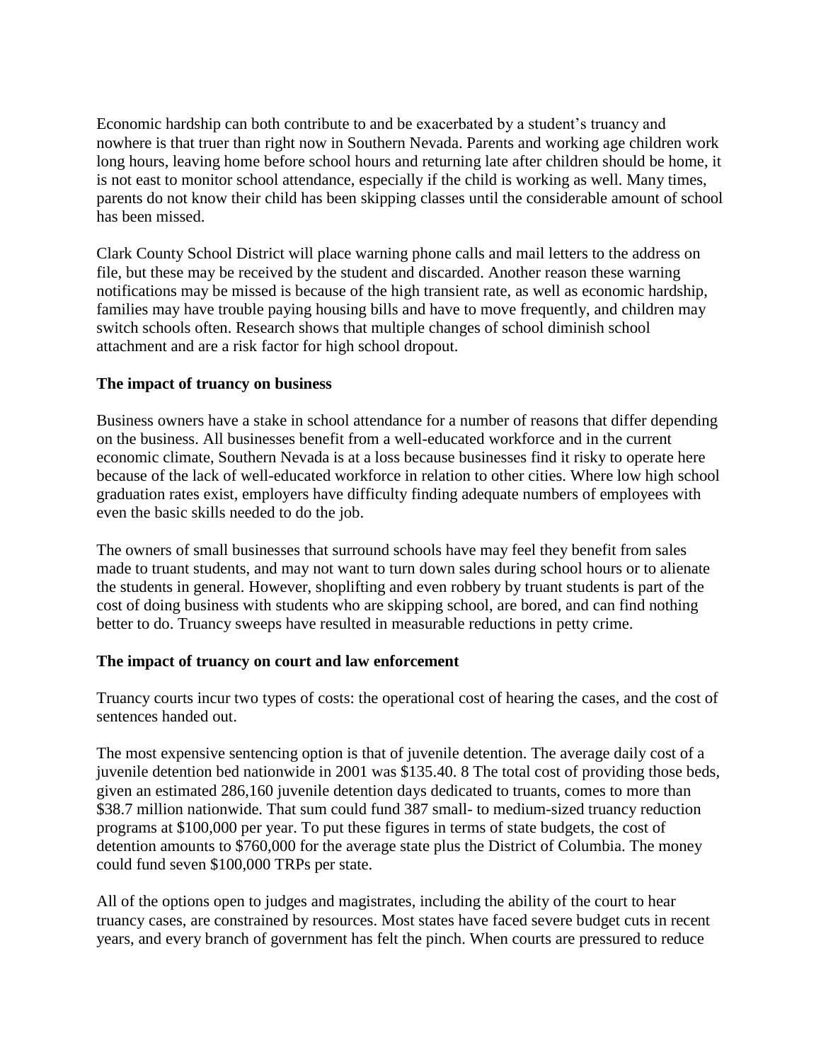Economic hardship can both contribute to and be exacerbated by a student's truancy and nowhere is that truer than right now in Southern Nevada. Parents and working age children work long hours, leaving home before school hours and returning late after children should be home, it is not east to monitor school attendance, especially if the child is working as well. Many times, parents do not know their child has been skipping classes until the considerable amount of school has been missed.

Clark County School District will place warning phone calls and mail letters to the address on file, but these may be received by the student and discarded. Another reason these warning notifications may be missed is because of the high transient rate, as well as economic hardship, families may have trouble paying housing bills and have to move frequently, and children may switch schools often. Research shows that multiple changes of school diminish school attachment and are a risk factor for high school dropout.

**The impact of truancy on business**

Business owners have a stake in school attendance for a number of reasons that differ depending on the business. All businesses benefit from a well-educated workforce and in the current economic climate, Southern Nevada is at a loss because businesses find it risky to operate here because of the lack of well-educated workforce in relation to other cities. Where low high school graduation rates exist, employers have difficulty finding adequate numbers of employees with even the basic skills needed to do the job.

The owners of small businesses that surround schools have may feel they benefit from sales made to truant students, and may not want to turn down sales during school hours or to alienate the students in general. However, shoplifting and even robbery by truant students is part of the cost of doing business with students who are skipping school, are bored, and can find nothing better to do. Truancy sweeps have resulted in measurable reductions in petty crime.

**The impact of truancy on court and law enforcement**

Truancy courts incur two types of costs: the operational cost of hearing the cases, and the cost of sentences handed out.

The most expensive sentencing option is that of juvenile detention. The average daily cost of a juvenile detention bed nationwide in 2001 was $135.40. 8 The total cost of providing those beds, given an estimated 286,160 juvenile detention days dedicated to truants, comes to more than $38.7 million nationwide. That sum could fund 387 small- to medium-sized truancy reduction programs at $100,000 per year. To put these figures in terms of state budgets, the cost of detention amounts to $760,000 for the average state plus the District of Columbia. The money could fund seven $100,000 TRPs per state.

All of the options open to judges and magistrates, including the ability of the court to hear truancy cases, are constrained by resources. Most states have faced severe budget cuts in recent years, and every branch of government has felt the pinch. When courts are pressured to reduce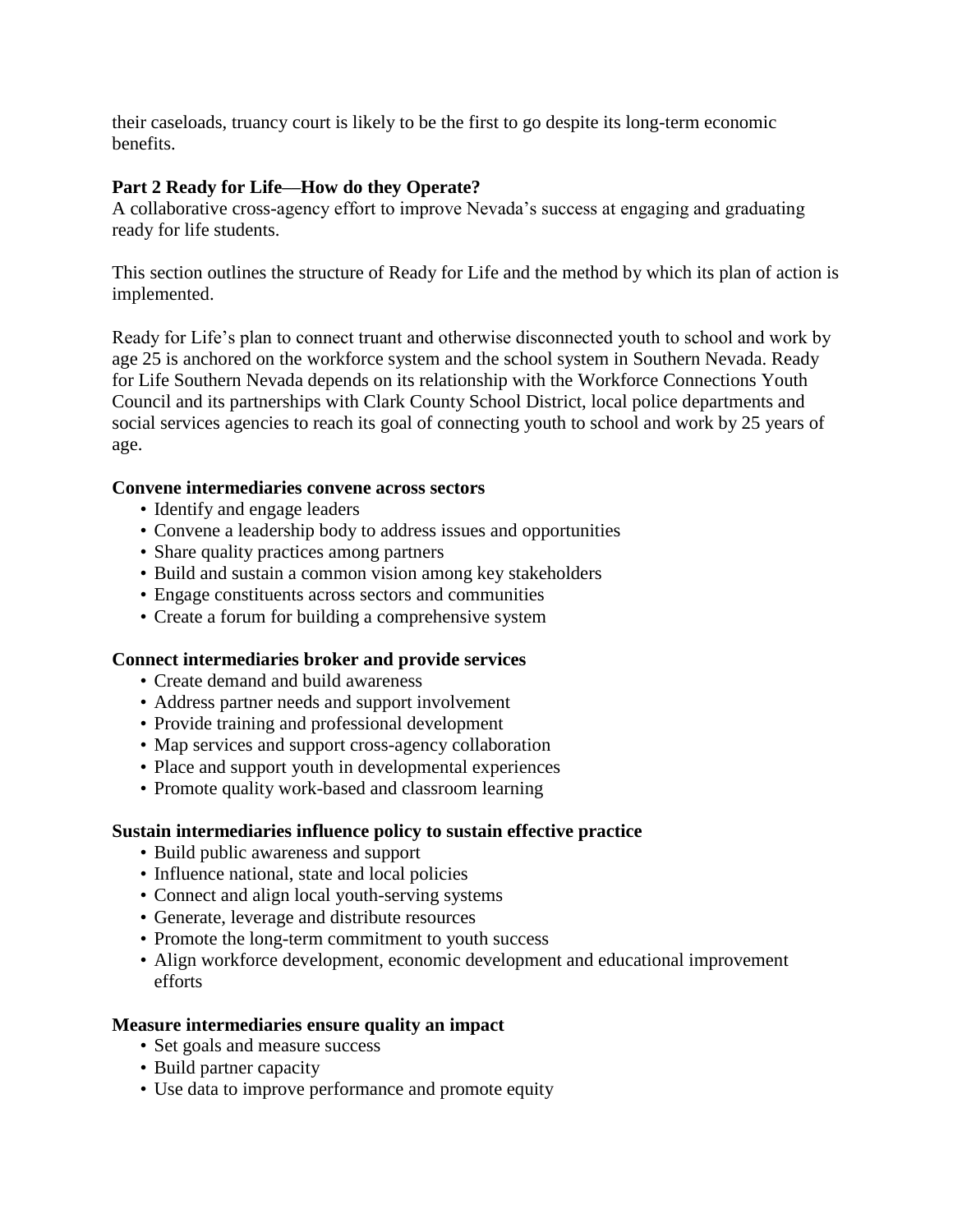their caseloads, truancy court is likely to be the first to go despite its long-term economic benefits.

**Part 2 Ready for Life—How do they Operate?**

A collaborative cross-agency effort to improve Nevada's success at engaging and graduating ready for life students.

This section outlines the structure of Ready for Life and the method by which its plan of action is implemented.

Ready for Life's plan to connect truant and otherwise disconnected youth to school and work by age 25 is anchored on the workforce system and the school system in Southern Nevada. Ready for Life Southern Nevada depends on its relationship with the Workforce Connections Youth Council and its partnerships with Clark County School District, local police departments and social services agencies to reach its goal of connecting youth to school and work by 25 years of age.

**Convene intermediaries convene across sectors**

- Identify and engage leaders
- Convene a leadership body to address issues and opportunities
- Share quality practices among partners
- Build and sustain a common vision among key stakeholders
- Engage constituents across sectors and communities
- Create a forum for building a comprehensive system

**Connect intermediaries broker and provide services**

- Create demand and build awareness
- Address partner needs and support involvement
- Provide training and professional development
- Map services and support cross-agency collaboration
- Place and support youth in developmental experiences
- Promote quality work-based and classroom learning

**Sustain intermediaries influence policy to sustain effective practice**

- Build public awareness and support
- Influence national, state and local policies
- Connect and align local youth-serving systems
- Generate, leverage and distribute resources
- Promote the long-term commitment to youth success
- Align workforce development, economic development and educational improvement efforts

**Measure intermediaries ensure quality an impact**

- Set goals and measure success
- Build partner capacity
- Use data to improve performance and promote equity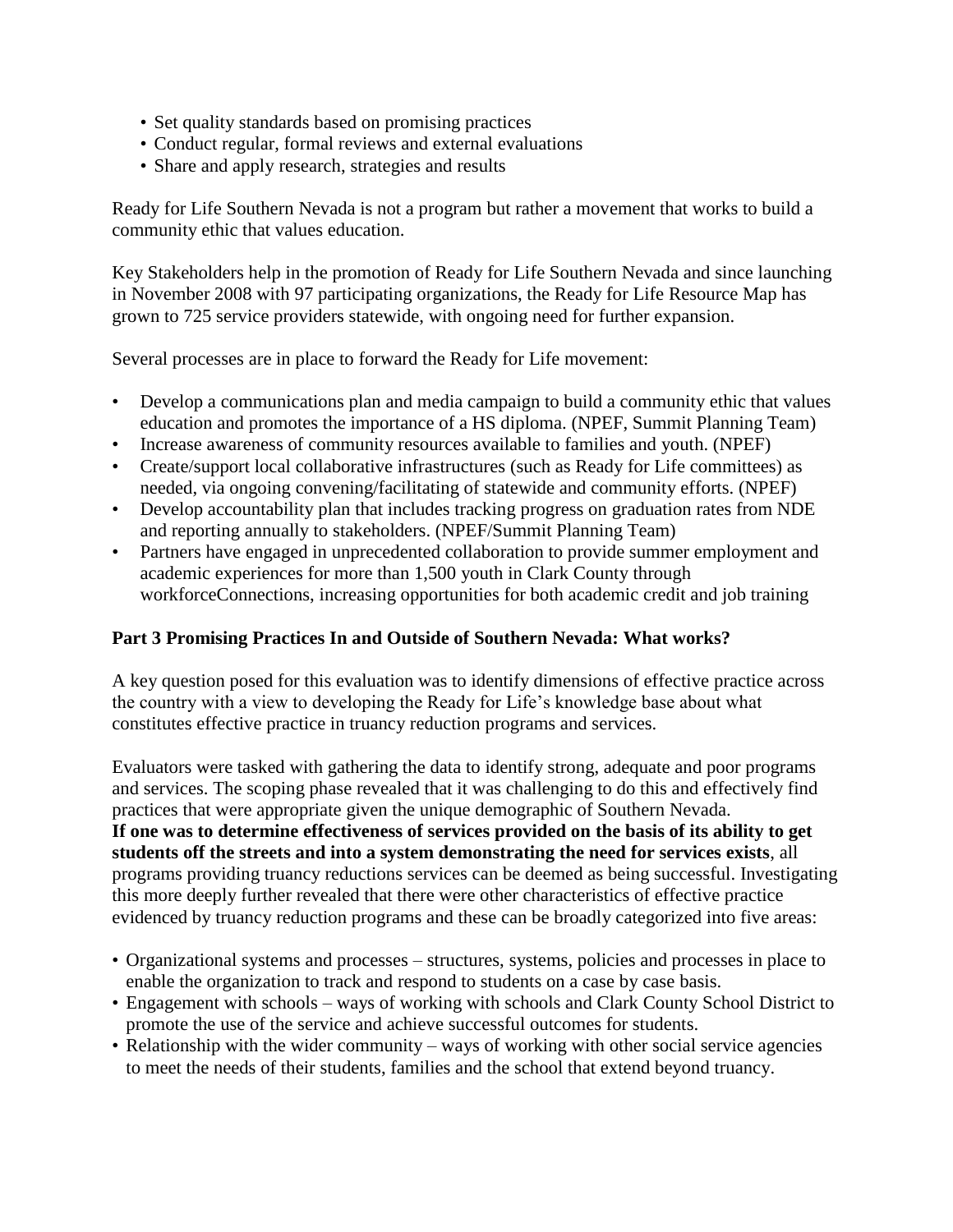- Set quality standards based on promising practices
- Conduct regular, formal reviews and external evaluations
- Share and apply research, strategies and results

Ready for Life Southern Nevada is not a program but rather a movement that works to build a community ethic that values education.

Key Stakeholders help in the promotion of Ready for Life Southern Nevada and since launching in November 2008 with 97 participating organizations, the Ready for Life Resource Map has grown to 725 service providers statewide, with ongoing need for further expansion.

Several processes are in place to forward the Ready for Life movement:

- Develop a communications plan and media campaign to build a community ethic that values education and promotes the importance of a HS diploma. (NPEF, Summit Planning Team)
- Increase awareness of community resources available to families and youth. (NPEF)
- Create/support local collaborative infrastructures (such as Ready for Life committees) as needed, via ongoing convening/facilitating of statewide and community efforts. (NPEF)
- Develop accountability plan that includes tracking progress on graduation rates from NDE and reporting annually to stakeholders. (NPEF/Summit Planning Team)
- Partners have engaged in unprecedented collaboration to provide summer employment and academic experiences for more than 1,500 youth in Clark County through workforceConnections, increasing opportunities for both academic credit and job training

**Part 3 Promising Practices In and Outside of Southern Nevada: What works?**

A key question posed for this evaluation was to identify dimensions of effective practice across the country with a view to developing the Ready for Life's knowledge base about what constitutes effective practice in truancy reduction programs and services.

Evaluators were tasked with gathering the data to identify strong, adequate and poor programs and services. The scoping phase revealed that it was challenging to do this and effectively find practices that were appropriate given the unique demographic of Southern Nevada. **If one was to determine effectiveness of services provided on the basis of its ability to get students off the streets and into a system demonstrating the need for services exists**, all programs providing truancy reductions services can be deemed as being successful. Investigating this more deeply further revealed that there were other characteristics of effective practice evidenced by truancy reduction programs and these can be broadly categorized into five areas:

- Organizational systems and processes – structures, systems, policies and processes in place to enable the organization to track and respond to students on a case by case basis.
- Engagement with schools – ways of working with schools and Clark County School District to promote the use of the service and achieve successful outcomes for students.
- Relationship with the wider community – ways of working with other social service agencies to meet the needs of their students, families and the school that extend beyond truancy.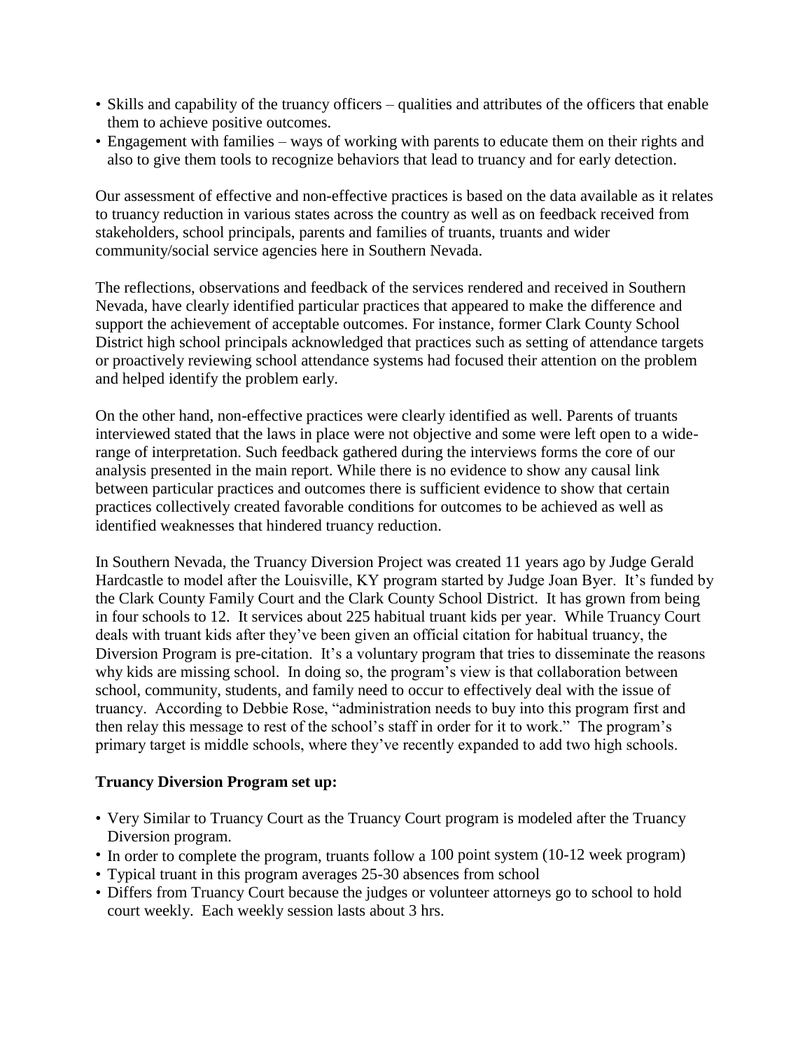- Skills and capability of the truancy officers – qualities and attributes of the officers that enable them to achieve positive outcomes.
- Engagement with families – ways of working with parents to educate them on their rights and also to give them tools to recognize behaviors that lead to truancy and for early detection.

Our assessment of effective and non-effective practices is based on the data available as it relates to truancy reduction in various states across the country as well as on feedback received from stakeholders, school principals, parents and families of truants, truants and wider community/social service agencies here in Southern Nevada.

The reflections, observations and feedback of the services rendered and received in Southern Nevada, have clearly identified particular practices that appeared to make the difference and support the achievement of acceptable outcomes. For instance, former Clark County School District high school principals acknowledged that practices such as setting of attendance targets or proactively reviewing school attendance systems had focused their attention on the problem and helped identify the problem early.

On the other hand, non-effective practices were clearly identified as well. Parents of truants interviewed stated that the laws in place were not objective and some were left open to a wide-range of interpretation. Such feedback gathered during the interviews forms the core of our analysis presented in the main report. While there is no evidence to show any causal link between particular practices and outcomes there is sufficient evidence to show that certain practices collectively created favorable conditions for outcomes to be achieved as well as identified weaknesses that hindered truancy reduction.

In Southern Nevada, the Truancy Diversion Project was created 11 years ago by Judge Gerald Hardcastle to model after the Louisville, KY program started by Judge Joan Byer. It's funded by the Clark County Family Court and the Clark County School District. It has grown from being in four schools to 12. It services about 225 habitual truant kids per year. While Truancy Court deals with truant kids after they've been given an official citation for habitual truancy, the Diversion Program is pre-citation. It's a voluntary program that tries to disseminate the reasons why kids are missing school. In doing so, the program's view is that collaboration between school, community, students, and family need to occur to effectively deal with the issue of truancy. According to Debbie Rose, "administration needs to buy into this program first and then relay this message to rest of the school's staff in order for it to work." The program's primary target is middle schools, where they've recently expanded to add two high schools.

**Truancy Diversion Program set up:**

- Very Similar to Truancy Court as the Truancy Court program is modeled after the Truancy Diversion program.
- In order to complete the program, truants follow a 100 point system (10-12 week program)
- Typical truant in this program averages 25-30 absences from school
- Differs from Truancy Court because the judges or volunteer attorneys go to school to hold court weekly. Each weekly session lasts about 3 hrs.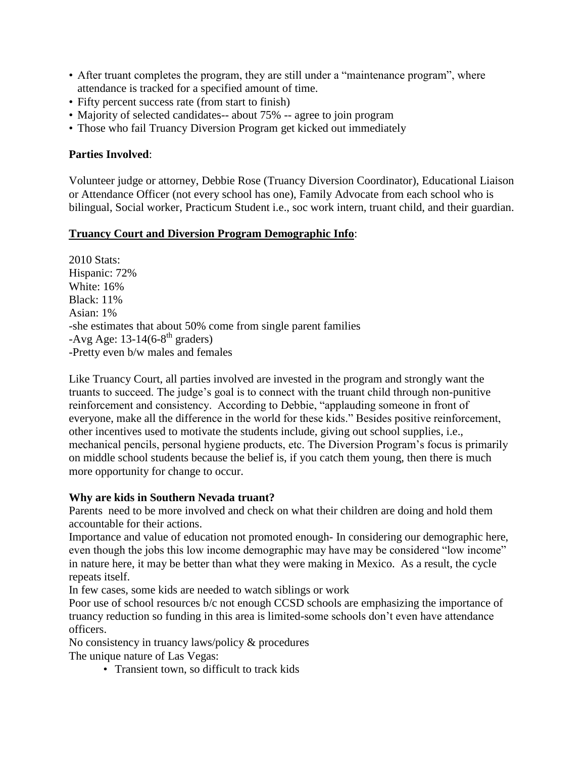- After truant completes the program, they are still under a "maintenance program", where attendance is tracked for a specified amount of time.
- Fifty percent success rate (from start to finish)
- Majority of selected candidates-- about 75% -- agree to join program
- Those who fail Truancy Diversion Program get kicked out immediately

**Parties Involved**:

Volunteer judge or attorney, Debbie Rose (Truancy Diversion Coordinator), Educational Liaison or Attendance Officer (not every school has one), Family Advocate from each school who is bilingual, Social worker, Practicum Student i.e., soc work intern, truant child, and their guardian.

**Truancy Court and Diversion Program Demographic Info**:

2010 Stats:
Hispanic: 72%
White: 16%
Black: 11%
Asian: 1%
-she estimates that about 50% come from single parent families
-Avg Age: 13-14(6-8th graders)
-Pretty even b/w males and females

Like Truancy Court, all parties involved are invested in the program and strongly want the truants to succeed. The judge's goal is to connect with the truant child through non-punitive reinforcement and consistency. According to Debbie, "applauding someone in front of everyone, make all the difference in the world for these kids." Besides positive reinforcement, other incentives used to motivate the students include, giving out school supplies, i.e., mechanical pencils, personal hygiene products, etc. The Diversion Program's focus is primarily on middle school students because the belief is, if you catch them young, then there is much more opportunity for change to occur.

**Why are kids in Southern Nevada truant?**

Parents need to be more involved and check on what their children are doing and hold them accountable for their actions.

Importance and value of education not promoted enough- In considering our demographic here, even though the jobs this low income demographic may have may be considered "low income" in nature here, it may be better than what they were making in Mexico. As a result, the cycle repeats itself.

In few cases, some kids are needed to watch siblings or work

Poor use of school resources b/c not enough CCSD schools are emphasizing the importance of truancy reduction so funding in this area is limited-some schools don't even have attendance officers.

No consistency in truancy laws/policy & procedures

The unique nature of Las Vegas:

- Transient town, so difficult to track kids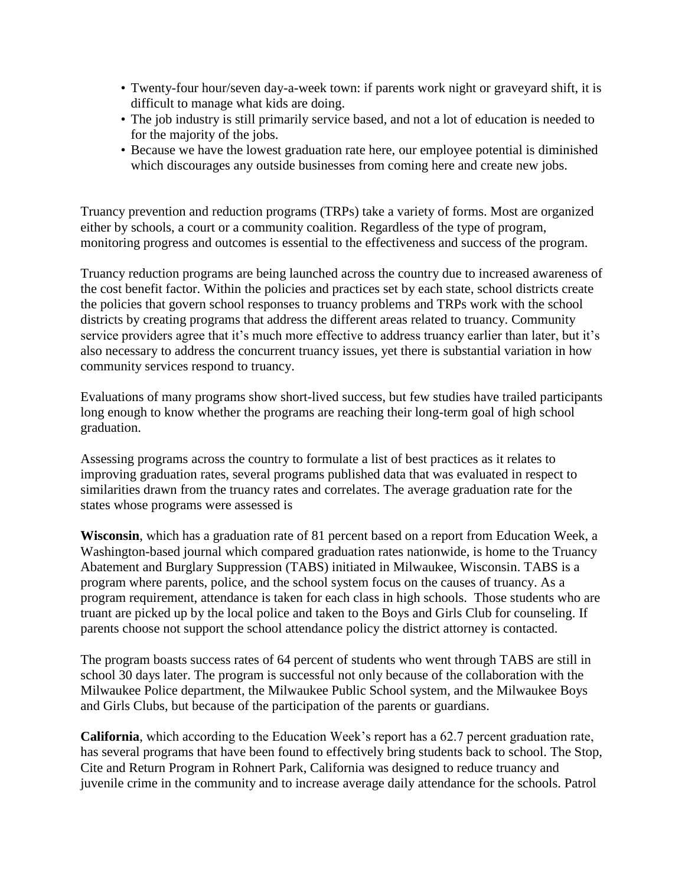- Twenty-four hour/seven day-a-week town: if parents work night or graveyard shift, it is difficult to manage what kids are doing.
- The job industry is still primarily service based, and not a lot of education is needed to for the majority of the jobs.
- Because we have the lowest graduation rate here, our employee potential is diminished which discourages any outside businesses from coming here and create new jobs.

Truancy prevention and reduction programs (TRPs) take a variety of forms. Most are organized either by schools, a court or a community coalition. Regardless of the type of program, monitoring progress and outcomes is essential to the effectiveness and success of the program.

Truancy reduction programs are being launched across the country due to increased awareness of the cost benefit factor. Within the policies and practices set by each state, school districts create the policies that govern school responses to truancy problems and TRPs work with the school districts by creating programs that address the different areas related to truancy. Community service providers agree that it's much more effective to address truancy earlier than later, but it's also necessary to address the concurrent truancy issues, yet there is substantial variation in how community services respond to truancy.

Evaluations of many programs show short-lived success, but few studies have trailed participants long enough to know whether the programs are reaching their long-term goal of high school graduation.

Assessing programs across the country to formulate a list of best practices as it relates to improving graduation rates, several programs published data that was evaluated in respect to similarities drawn from the truancy rates and correlates. The average graduation rate for the states whose programs were assessed is

**Wisconsin**, which has a graduation rate of 81 percent based on a report from Education Week, a Washington-based journal which compared graduation rates nationwide, is home to the Truancy Abatement and Burglary Suppression (TABS) initiated in Milwaukee, Wisconsin. TABS is a program where parents, police, and the school system focus on the causes of truancy. As a program requirement, attendance is taken for each class in high schools. Those students who are truant are picked up by the local police and taken to the Boys and Girls Club for counseling. If parents choose not support the school attendance policy the district attorney is contacted.

The program boasts success rates of 64 percent of students who went through TABS are still in school 30 days later. The program is successful not only because of the collaboration with the Milwaukee Police department, the Milwaukee Public School system, and the Milwaukee Boys and Girls Clubs, but because of the participation of the parents or guardians.

**California**, which according to the Education Week's report has a 62.7 percent graduation rate, has several programs that have been found to effectively bring students back to school. The Stop, Cite and Return Program in Rohnert Park, California was designed to reduce truancy and juvenile crime in the community and to increase average daily attendance for the schools. Patrol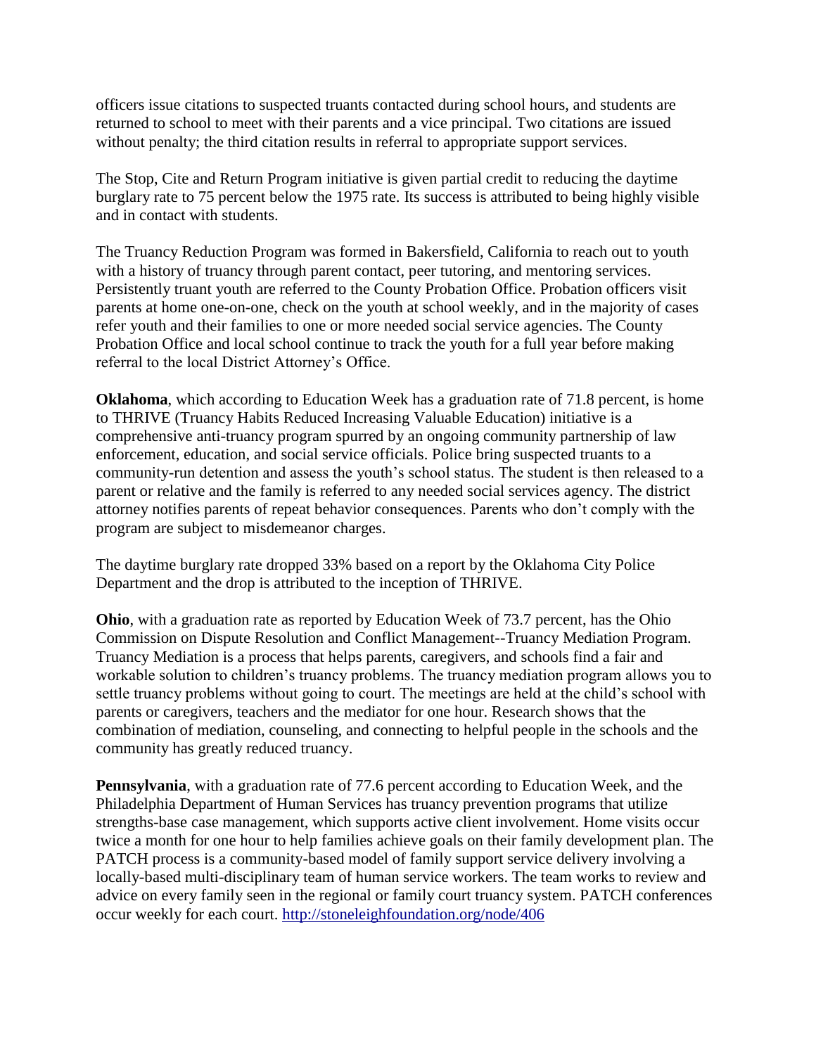officers issue citations to suspected truants contacted during school hours, and students are returned to school to meet with their parents and a vice principal. Two citations are issued without penalty; the third citation results in referral to appropriate support services.

The Stop, Cite and Return Program initiative is given partial credit to reducing the daytime burglary rate to 75 percent below the 1975 rate. Its success is attributed to being highly visible and in contact with students.

The Truancy Reduction Program was formed in Bakersfield, California to reach out to youth with a history of truancy through parent contact, peer tutoring, and mentoring services. Persistently truant youth are referred to the County Probation Office. Probation officers visit parents at home one-on-one, check on the youth at school weekly, and in the majority of cases refer youth and their families to one or more needed social service agencies. The County Probation Office and local school continue to track the youth for a full year before making referral to the local District Attorney's Office.

**Oklahoma**, which according to Education Week has a graduation rate of 71.8 percent, is home to THRIVE (Truancy Habits Reduced Increasing Valuable Education) initiative is a comprehensive anti-truancy program spurred by an ongoing community partnership of law enforcement, education, and social service officials. Police bring suspected truants to a community-run detention and assess the youth's school status. The student is then released to a parent or relative and the family is referred to any needed social services agency. The district attorney notifies parents of repeat behavior consequences. Parents who don't comply with the program are subject to misdemeanor charges.

The daytime burglary rate dropped 33% based on a report by the Oklahoma City Police Department and the drop is attributed to the inception of THRIVE.

**Ohio**, with a graduation rate as reported by Education Week of 73.7 percent, has the Ohio Commission on Dispute Resolution and Conflict Management--Truancy Mediation Program. Truancy Mediation is a process that helps parents, caregivers, and schools find a fair and workable solution to children's truancy problems. The truancy mediation program allows you to settle truancy problems without going to court. The meetings are held at the child's school with parents or caregivers, teachers and the mediator for one hour. Research shows that the combination of mediation, counseling, and connecting to helpful people in the schools and the community has greatly reduced truancy.

**Pennsylvania**, with a graduation rate of 77.6 percent according to Education Week, and the Philadelphia Department of Human Services has truancy prevention programs that utilize strengths-base case management, which supports active client involvement. Home visits occur twice a month for one hour to help families achieve goals on their family development plan. The PATCH process is a community-based model of family support service delivery involving a locally-based multi-disciplinary team of human service workers. The team works to review and advice on every family seen in the regional or family court truancy system. PATCH conferences occur weekly for each court. http://stoneleighfoundation.org/node/406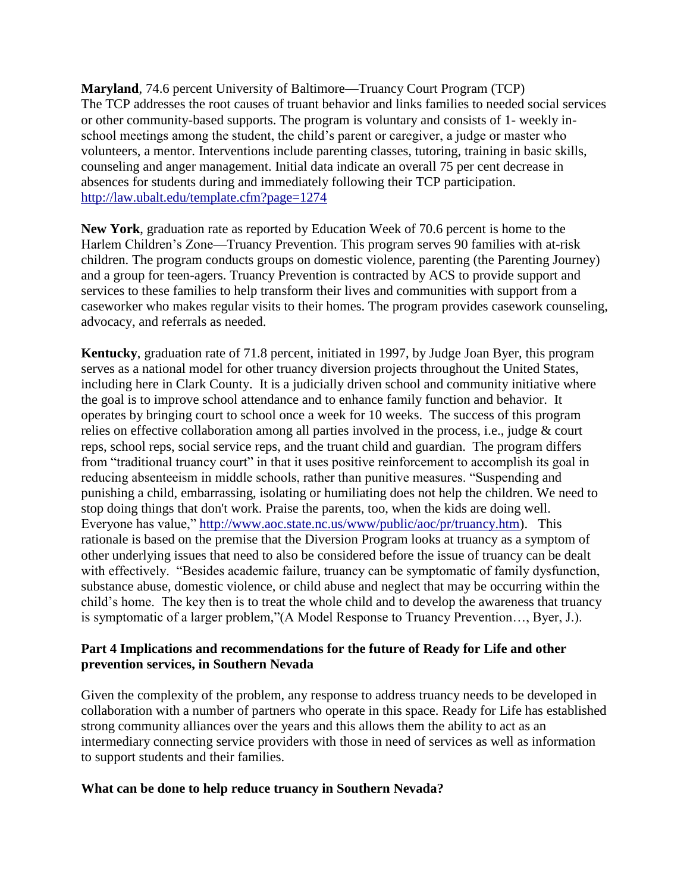**Maryland**, 74.6 percent University of Baltimore—Truancy Court Program (TCP) The TCP addresses the root causes of truant behavior and links families to needed social services or other community-based supports. The program is voluntary and consists of 1- weekly in-school meetings among the student, the child's parent or caregiver, a judge or master who volunteers, a mentor. Interventions include parenting classes, tutoring, training in basic skills, counseling and anger management. Initial data indicate an overall 75 per cent decrease in absences for students during and immediately following their TCP participation. http://law.ubalt.edu/template.cfm?page=1274

**New York**, graduation rate as reported by Education Week of 70.6 percent is home to the Harlem Children's Zone—Truancy Prevention. This program serves 90 families with at-risk children. The program conducts groups on domestic violence, parenting (the Parenting Journey) and a group for teen-agers. Truancy Prevention is contracted by ACS to provide support and services to these families to help transform their lives and communities with support from a caseworker who makes regular visits to their homes. The program provides casework counseling, advocacy, and referrals as needed.

**Kentucky**, graduation rate of 71.8 percent, initiated in 1997, by Judge Joan Byer, this program serves as a national model for other truancy diversion projects throughout the United States, including here in Clark County. It is a judicially driven school and community initiative where the goal is to improve school attendance and to enhance family function and behavior. It operates by bringing court to school once a week for 10 weeks. The success of this program relies on effective collaboration among all parties involved in the process, i.e., judge & court reps, school reps, social service reps, and the truant child and guardian. The program differs from "traditional truancy court" in that it uses positive reinforcement to accomplish its goal in reducing absenteeism in middle schools, rather than punitive measures. "Suspending and punishing a child, embarrassing, isolating or humiliating does not help the children. We need to stop doing things that don't work. Praise the parents, too, when the kids are doing well. Everyone has value," http://www.aoc.state.nc.us/www/public/aoc/pr/truancy.htm). This rationale is based on the premise that the Diversion Program looks at truancy as a symptom of other underlying issues that need to also be considered before the issue of truancy can be dealt with effectively. "Besides academic failure, truancy can be symptomatic of family dysfunction, substance abuse, domestic violence, or child abuse and neglect that may be occurring within the child's home. The key then is to treat the whole child and to develop the awareness that truancy is symptomatic of a larger problem,"(A Model Response to Truancy Prevention…, Byer, J.).

## Part 4 Implications and recommendations for the future of Ready for Life and other prevention services, in Southern Nevada

Given the complexity of the problem, any response to address truancy needs to be developed in collaboration with a number of partners who operate in this space. Ready for Life has established strong community alliances over the years and this allows them the ability to act as an intermediary connecting service providers with those in need of services as well as information to support students and their families.

### What can be done to help reduce truancy in Southern Nevada?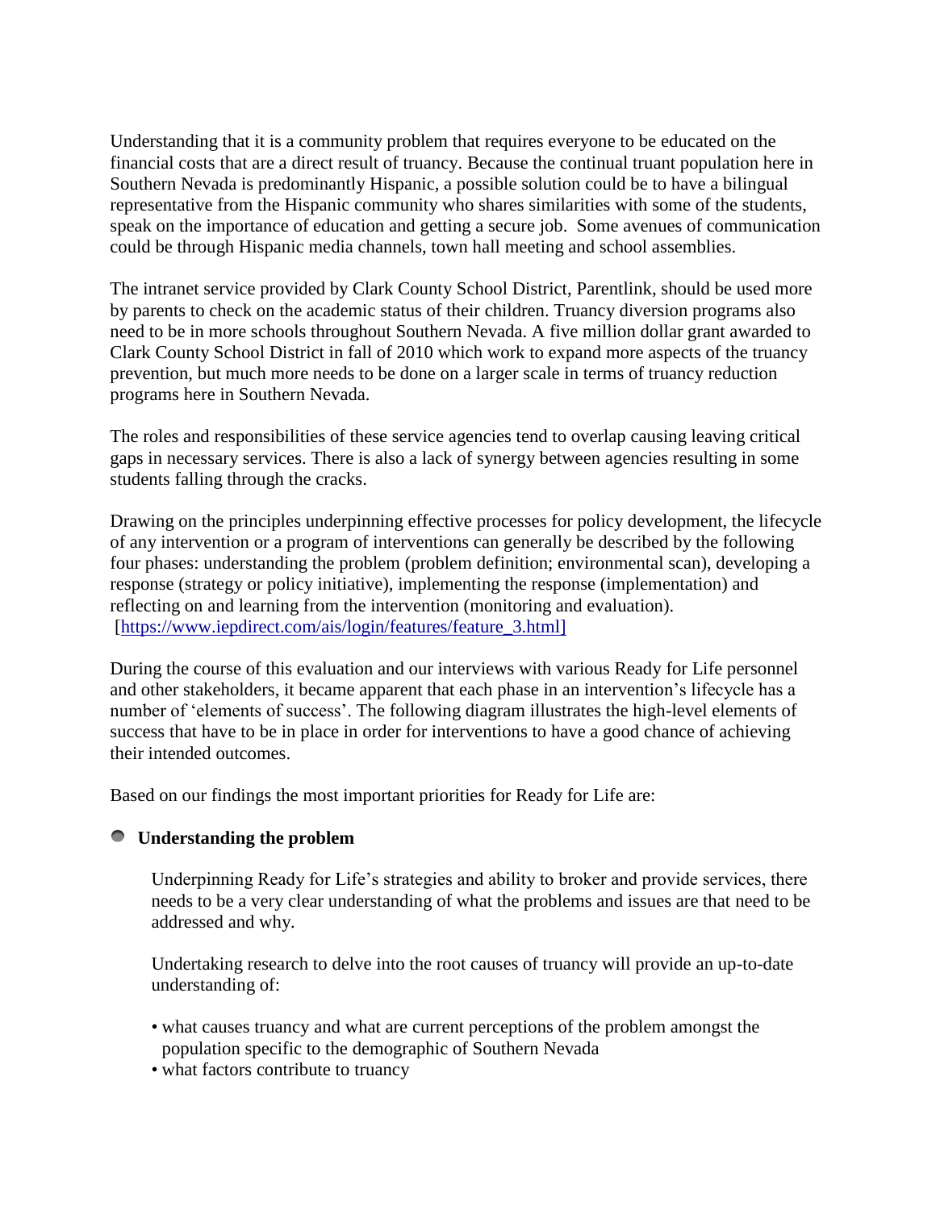Understanding that it is a community problem that requires everyone to be educated on the financial costs that are a direct result of truancy. Because the continual truant population here in Southern Nevada is predominantly Hispanic, a possible solution could be to have a bilingual representative from the Hispanic community who shares similarities with some of the students, speak on the importance of education and getting a secure job. Some avenues of communication could be through Hispanic media channels, town hall meeting and school assemblies.

The intranet service provided by Clark County School District, Parentlink, should be used more by parents to check on the academic status of their children. Truancy diversion programs also need to be in more schools throughout Southern Nevada. A five million dollar grant awarded to Clark County School District in fall of 2010 which work to expand more aspects of the truancy prevention, but much more needs to be done on a larger scale in terms of truancy reduction programs here in Southern Nevada.

The roles and responsibilities of these service agencies tend to overlap causing leaving critical gaps in necessary services. There is also a lack of synergy between agencies resulting in some students falling through the cracks.

Drawing on the principles underpinning effective processes for policy development, the lifecycle of any intervention or a program of interventions can generally be described by the following four phases: understanding the problem (problem definition; environmental scan), developing a response (strategy or policy initiative), implementing the response (implementation) and reflecting on and learning from the intervention (monitoring and evaluation). [https://www.iepdirect.com/ais/login/features/feature_3.html]

During the course of this evaluation and our interviews with various Ready for Life personnel and other stakeholders, it became apparent that each phase in an intervention's lifecycle has a number of 'elements of success'. The following diagram illustrates the high-level elements of success that have to be in place in order for interventions to have a good chance of achieving their intended outcomes.

Based on our findings the most important priorities for Ready for Life are:

- **Understanding the problem**

  Underpinning Ready for Life's strategies and ability to broker and provide services, there needs to be a very clear understanding of what the problems and issues are that need to be addressed and why.

  Undertaking research to delve into the root causes of truancy will provide an up-to-date understanding of:

  - what causes truancy and what are current perceptions of the problem amongst the population specific to the demographic of Southern Nevada
  - what factors contribute to truancy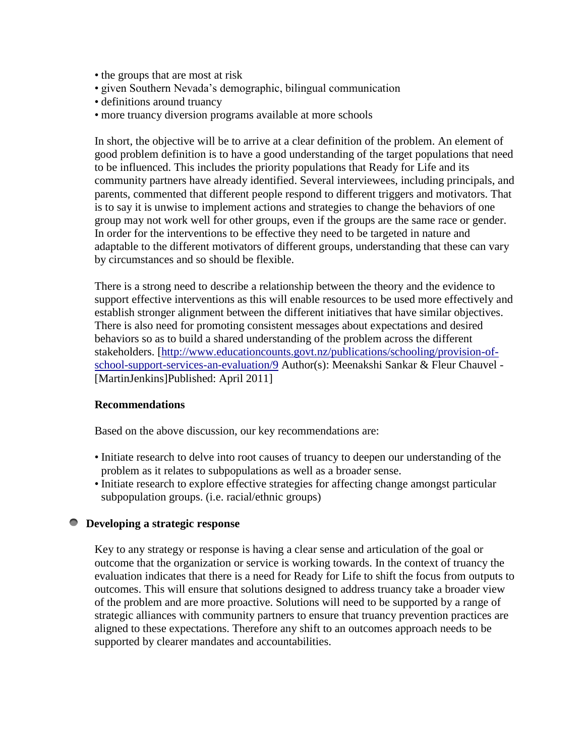- the groups that are most at risk
- given Southern Nevada's demographic, bilingual communication
- definitions around truancy
- more truancy diversion programs available at more schools

In short, the objective will be to arrive at a clear definition of the problem. An element of good problem definition is to have a good understanding of the target populations that need to be influenced. This includes the priority populations that Ready for Life and its community partners have already identified. Several interviewees, including principals, and parents, commented that different people respond to different triggers and motivators. That is to say it is unwise to implement actions and strategies to change the behaviors of one group may not work well for other groups, even if the groups are the same race or gender. In order for the interventions to be effective they need to be targeted in nature and adaptable to the different motivators of different groups, understanding that these can vary by circumstances and so should be flexible.

There is a strong need to describe a relationship between the theory and the evidence to support effective interventions as this will enable resources to be used more effectively and establish stronger alignment between the different initiatives that have similar objectives. There is also need for promoting consistent messages about expectations and desired behaviors so as to build a shared understanding of the problem across the different stakeholders. [http://www.educationcounts.govt.nz/publications/schooling/provision-of-school-support-services-an-evaluation/9 Author(s): Meenakshi Sankar & Fleur Chauvel - [MartinJenkins]Published: April 2011]

**Recommendations**

Based on the above discussion, our key recommendations are:

- Initiate research to delve into root causes of truancy to deepen our understanding of the problem as it relates to subpopulations as well as a broader sense.
- Initiate research to explore effective strategies for affecting change amongst particular subpopulation groups. (i.e. racial/ethnic groups)

### Developing a strategic response

Key to any strategy or response is having a clear sense and articulation of the goal or outcome that the organization or service is working towards. In the context of truancy the evaluation indicates that there is a need for Ready for Life to shift the focus from outputs to outcomes. This will ensure that solutions designed to address truancy take a broader view of the problem and are more proactive. Solutions will need to be supported by a range of strategic alliances with community partners to ensure that truancy prevention practices are aligned to these expectations. Therefore any shift to an outcomes approach needs to be supported by clearer mandates and accountabilities.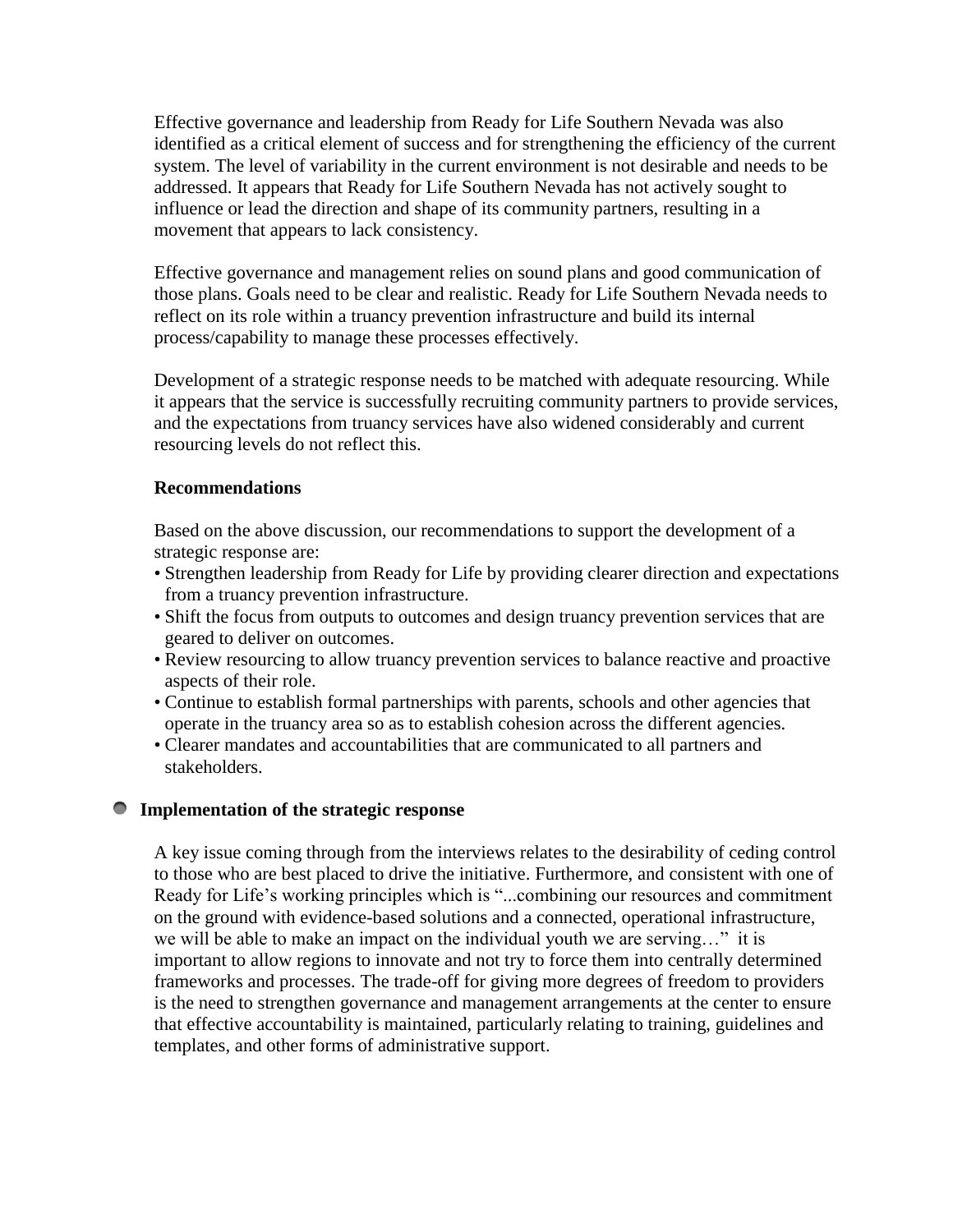Effective governance and leadership from Ready for Life Southern Nevada was also identified as a critical element of success and for strengthening the efficiency of the current system. The level of variability in the current environment is not desirable and needs to be addressed. It appears that Ready for Life Southern Nevada has not actively sought to influence or lead the direction and shape of its community partners, resulting in a movement that appears to lack consistency.

Effective governance and management relies on sound plans and good communication of those plans. Goals need to be clear and realistic. Ready for Life Southern Nevada needs to reflect on its role within a truancy prevention infrastructure and build its internal process/capability to manage these processes effectively.

Development of a strategic response needs to be matched with adequate resourcing. While it appears that the service is successfully recruiting community partners to provide services, and the expectations from truancy services have also widened considerably and current resourcing levels do not reflect this.

**Recommendations**

Based on the above discussion, our recommendations to support the development of a strategic response are:

- Strengthen leadership from Ready for Life by providing clearer direction and expectations from a truancy prevention infrastructure.
- Shift the focus from outputs to outcomes and design truancy prevention services that are geared to deliver on outcomes.
- Review resourcing to allow truancy prevention services to balance reactive and proactive aspects of their role.
- Continue to establish formal partnerships with parents, schools and other agencies that operate in the truancy area so as to establish cohesion across the different agencies.
- Clearer mandates and accountabilities that are communicated to all partners and stakeholders.

### Implementation of the strategic response

A key issue coming through from the interviews relates to the desirability of ceding control to those who are best placed to drive the initiative. Furthermore, and consistent with one of Ready for Life's working principles which is "...combining our resources and commitment on the ground with evidence-based solutions and a connected, operational infrastructure, we will be able to make an impact on the individual youth we are serving…" it is important to allow regions to innovate and not try to force them into centrally determined frameworks and processes. The trade-off for giving more degrees of freedom to providers is the need to strengthen governance and management arrangements at the center to ensure that effective accountability is maintained, particularly relating to training, guidelines and templates, and other forms of administrative support.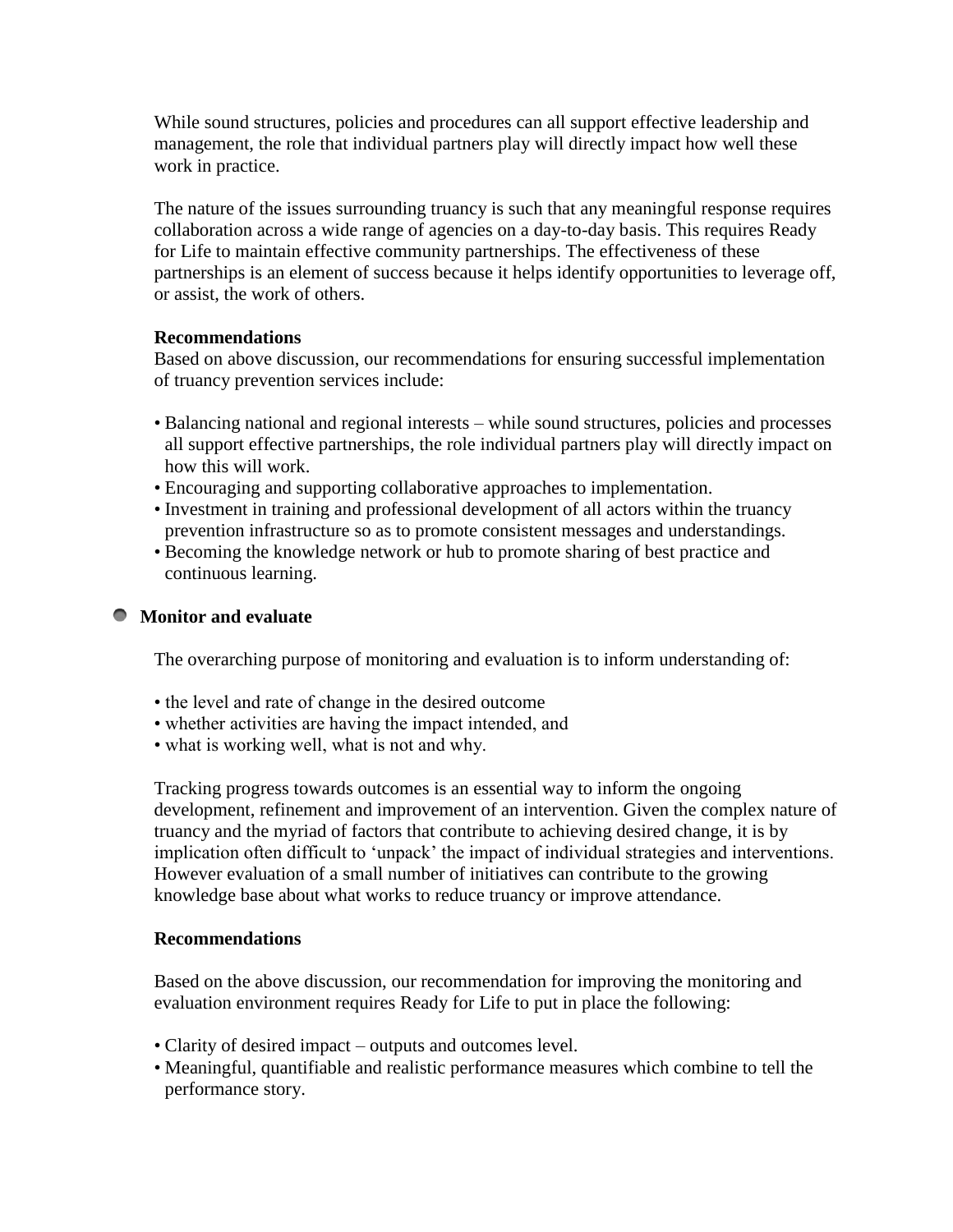While sound structures, policies and procedures can all support effective leadership and management, the role that individual partners play will directly impact how well these work in practice.

The nature of the issues surrounding truancy is such that any meaningful response requires collaboration across a wide range of agencies on a day-to-day basis. This requires Ready for Life to maintain effective community partnerships. The effectiveness of these partnerships is an element of success because it helps identify opportunities to leverage off, or assist, the work of others.

**Recommendations**

Based on above discussion, our recommendations for ensuring successful implementation of truancy prevention services include:

- Balancing national and regional interests – while sound structures, policies and processes all support effective partnerships, the role individual partners play will directly impact on how this will work.
- Encouraging and supporting collaborative approaches to implementation.
- Investment in training and professional development of all actors within the truancy prevention infrastructure so as to promote consistent messages and understandings.
- Becoming the knowledge network or hub to promote sharing of best practice and continuous learning.

## Monitor and evaluate

The overarching purpose of monitoring and evaluation is to inform understanding of:

- the level and rate of change in the desired outcome
- whether activities are having the impact intended, and
- what is working well, what is not and why.

Tracking progress towards outcomes is an essential way to inform the ongoing development, refinement and improvement of an intervention. Given the complex nature of truancy and the myriad of factors that contribute to achieving desired change, it is by implication often difficult to 'unpack' the impact of individual strategies and interventions. However evaluation of a small number of initiatives can contribute to the growing knowledge base about what works to reduce truancy or improve attendance.

**Recommendations**

Based on the above discussion, our recommendation for improving the monitoring and evaluation environment requires Ready for Life to put in place the following:

- Clarity of desired impact – outputs and outcomes level.
- Meaningful, quantifiable and realistic performance measures which combine to tell the performance story.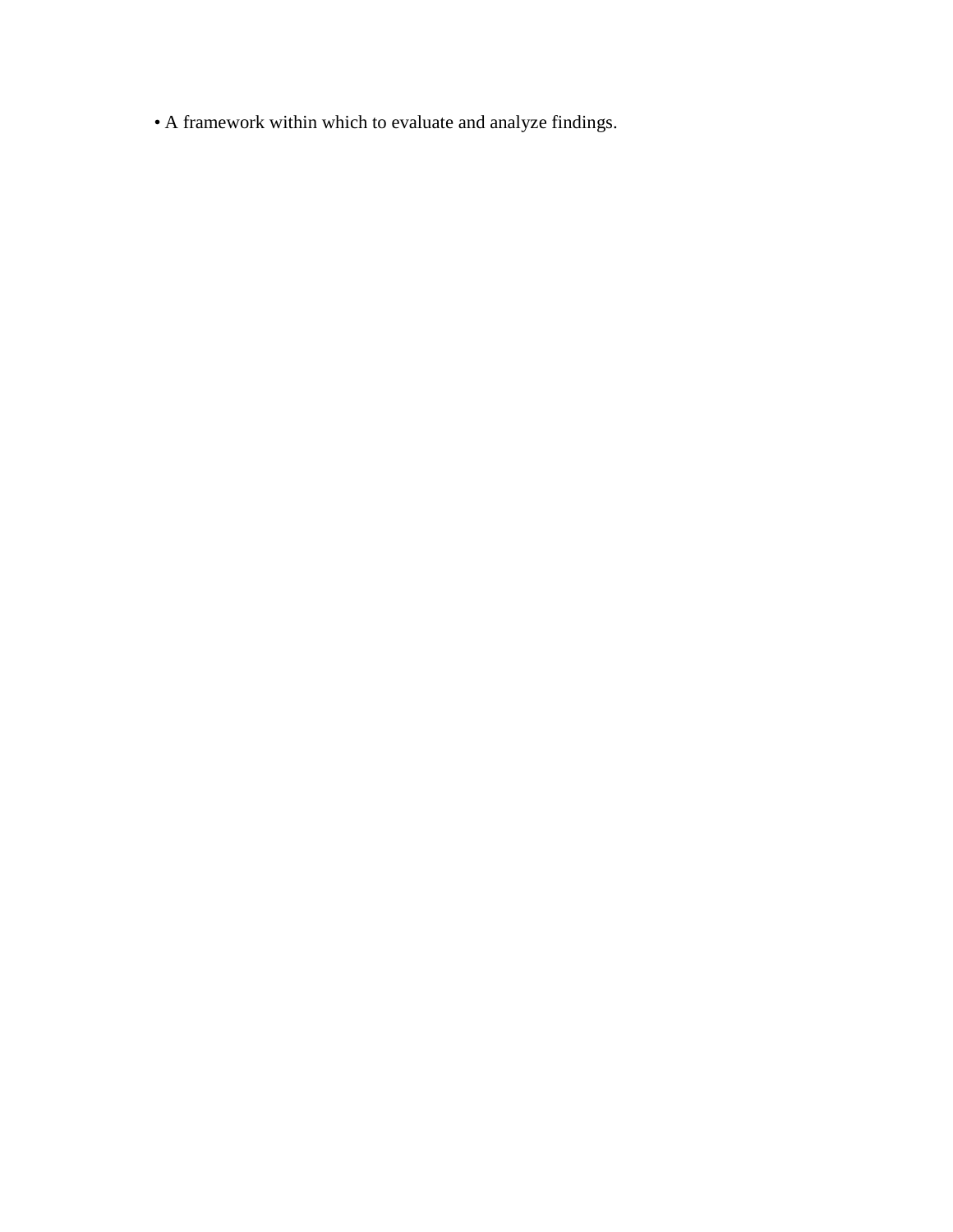- A framework within which to evaluate and analyze findings.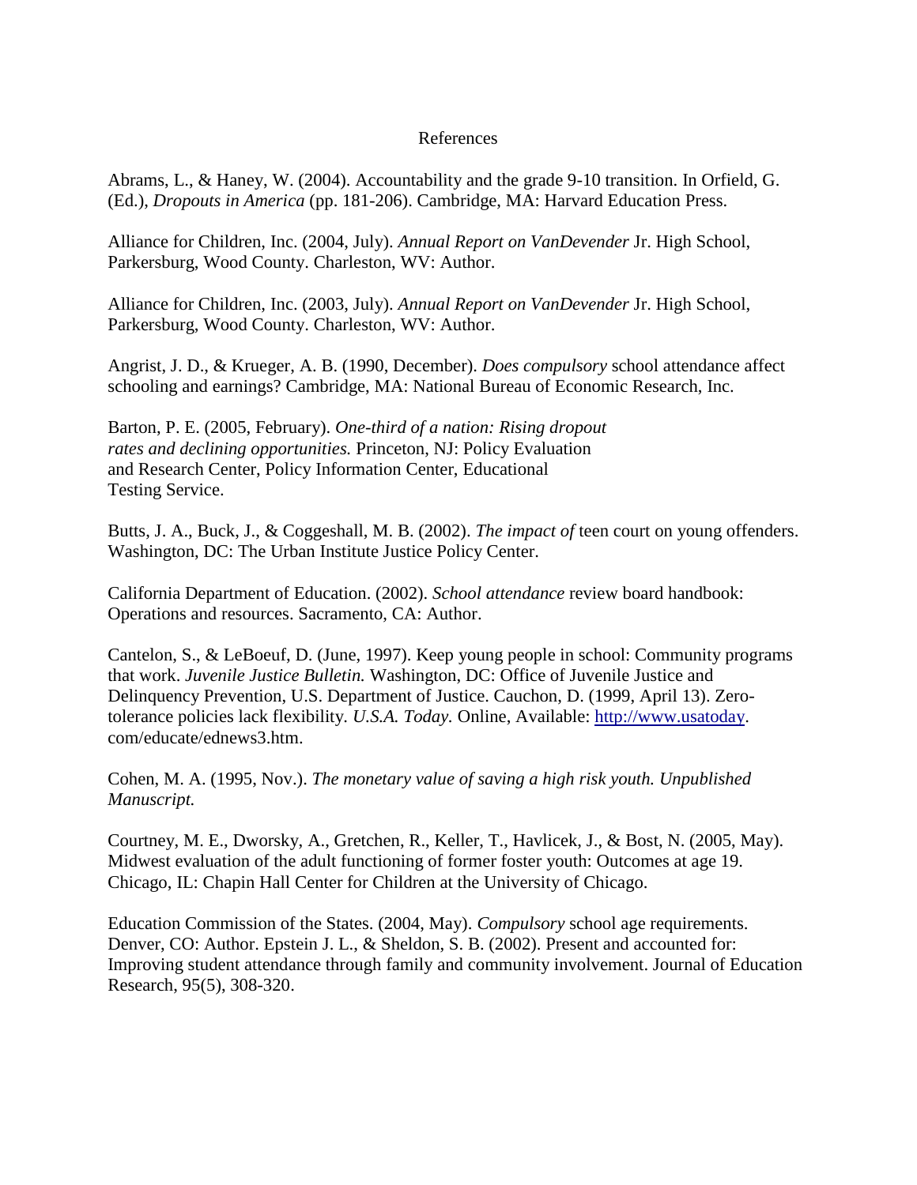# References

Abrams, L., & Haney, W. (2004). Accountability and the grade 9-10 transition. In Orfield, G. (Ed.), *Dropouts in America* (pp. 181-206). Cambridge, MA: Harvard Education Press.

Alliance for Children, Inc. (2004, July). *Annual Report on VanDevender* Jr. High School, Parkersburg, Wood County. Charleston, WV: Author.

Alliance for Children, Inc. (2003, July). *Annual Report on VanDevender* Jr. High School, Parkersburg, Wood County. Charleston, WV: Author.

Angrist, J. D., & Krueger, A. B. (1990, December). *Does compulsory* school attendance affect schooling and earnings? Cambridge, MA: National Bureau of Economic Research, Inc.

Barton, P. E. (2005, February). *One-third of a nation: Rising dropout rates and declining opportunities.* Princeton, NJ: Policy Evaluation and Research Center, Policy Information Center, Educational Testing Service.

Butts, J. A., Buck, J., & Coggeshall, M. B. (2002). *The impact of* teen court on young offenders. Washington, DC: The Urban Institute Justice Policy Center.

California Department of Education. (2002). *School attendance* review board handbook: Operations and resources. Sacramento, CA: Author.

Cantelon, S., & LeBoeuf, D. (June, 1997). Keep young people in school: Community programs that work. *Juvenile Justice Bulletin.* Washington, DC: Office of Juvenile Justice and Delinquency Prevention, U.S. Department of Justice. Cauchon, D. (1999, April 13). Zero-tolerance policies lack flexibility. *U.S.A. Today.* Online, Available: http://www.usatoday.com/educate/ednews3.htm.

Cohen, M. A. (1995, Nov.). *The monetary value of saving a high risk youth. Unpublished Manuscript.*

Courtney, M. E., Dworsky, A., Gretchen, R., Keller, T., Havlicek, J., & Bost, N. (2005, May). Midwest evaluation of the adult functioning of former foster youth: Outcomes at age 19. Chicago, IL: Chapin Hall Center for Children at the University of Chicago.

Education Commission of the States. (2004, May). *Compulsory* school age requirements. Denver, CO: Author. Epstein J. L., & Sheldon, S. B. (2002). Present and accounted for: Improving student attendance through family and community involvement. Journal of Education Research, 95(5), 308-320.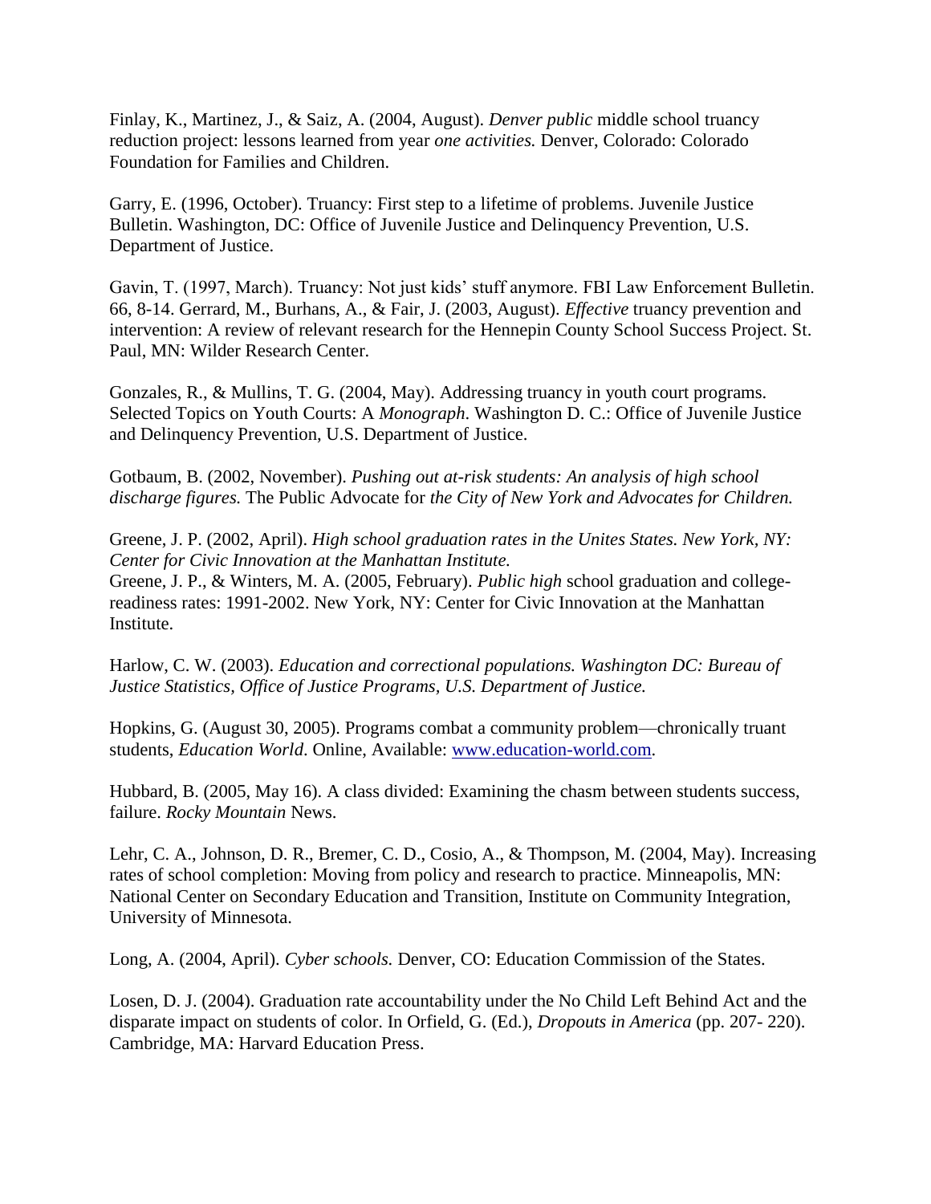Finlay, K., Martinez, J., & Saiz, A. (2004, August). *Denver public* middle school truancy reduction project: lessons learned from year *one activities.* Denver, Colorado: Colorado Foundation for Families and Children.

Garry, E. (1996, October). Truancy: First step to a lifetime of problems. Juvenile Justice Bulletin. Washington, DC: Office of Juvenile Justice and Delinquency Prevention, U.S. Department of Justice.

Gavin, T. (1997, March). Truancy: Not just kids' stuff anymore. FBI Law Enforcement Bulletin. 66, 8-14. Gerrard, M., Burhans, A., & Fair, J. (2003, August). *Effective* truancy prevention and intervention: A review of relevant research for the Hennepin County School Success Project. St. Paul, MN: Wilder Research Center.

Gonzales, R., & Mullins, T. G. (2004, May). Addressing truancy in youth court programs. Selected Topics on Youth Courts: A *Monograph*. Washington D. C.: Office of Juvenile Justice and Delinquency Prevention, U.S. Department of Justice.

Gotbaum, B. (2002, November). *Pushing out at-risk students: An analysis of high school discharge figures.* The Public Advocate for *the City of New York and Advocates for Children.*

Greene, J. P. (2002, April). *High school graduation rates in the Unites States. New York, NY: Center for Civic Innovation at the Manhattan Institute.*
Greene, J. P., & Winters, M. A. (2005, February). *Public high* school graduation and college-readiness rates: 1991-2002. New York, NY: Center for Civic Innovation at the Manhattan Institute.

Harlow, C. W. (2003). *Education and correctional populations. Washington DC: Bureau of Justice Statistics, Office of Justice Programs, U.S. Department of Justice.*

Hopkins, G. (August 30, 2005). Programs combat a community problem—chronically truant students, *Education World*. Online, Available: [www.education-world.com](http://www.education-world.com).

Hubbard, B. (2005, May 16). A class divided: Examining the chasm between students success, failure. *Rocky Mountain* News.

Lehr, C. A., Johnson, D. R., Bremer, C. D., Cosio, A., & Thompson, M. (2004, May). Increasing rates of school completion: Moving from policy and research to practice. Minneapolis, MN: National Center on Secondary Education and Transition, Institute on Community Integration, University of Minnesota.

Long, A. (2004, April). *Cyber schools.* Denver, CO: Education Commission of the States.

Losen, D. J. (2004). Graduation rate accountability under the No Child Left Behind Act and the disparate impact on students of color. In Orfield, G. (Ed.), *Dropouts in America* (pp. 207- 220). Cambridge, MA: Harvard Education Press.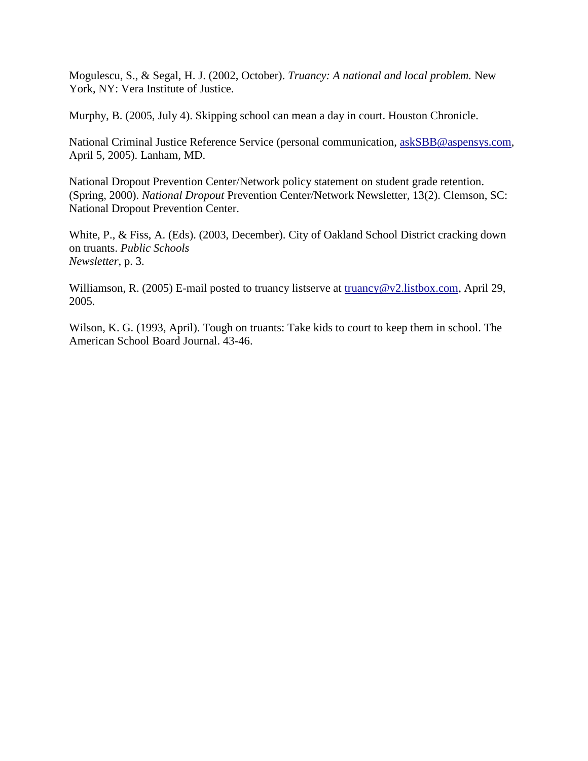Mogulescu, S., & Segal, H. J. (2002, October). *Truancy: A national and local problem.* New York, NY: Vera Institute of Justice.

Murphy, B. (2005, July 4). Skipping school can mean a day in court. Houston Chronicle.

National Criminal Justice Reference Service (personal communication, askSBB@aspensys.com, April 5, 2005). Lanham, MD.

National Dropout Prevention Center/Network policy statement on student grade retention. (Spring, 2000). *National Dropout* Prevention Center/Network Newsletter, 13(2). Clemson, SC: National Dropout Prevention Center.

White, P., & Fiss, A. (Eds). (2003, December). City of Oakland School District cracking down on truants. *Public Schools Newsletter*, p. 3.

Williamson, R. (2005) E-mail posted to truancy listserve at truancy@v2.listbox.com, April 29, 2005.

Wilson, K. G. (1993, April). Tough on truants: Take kids to court to keep them in school. The American School Board Journal. 43-46.